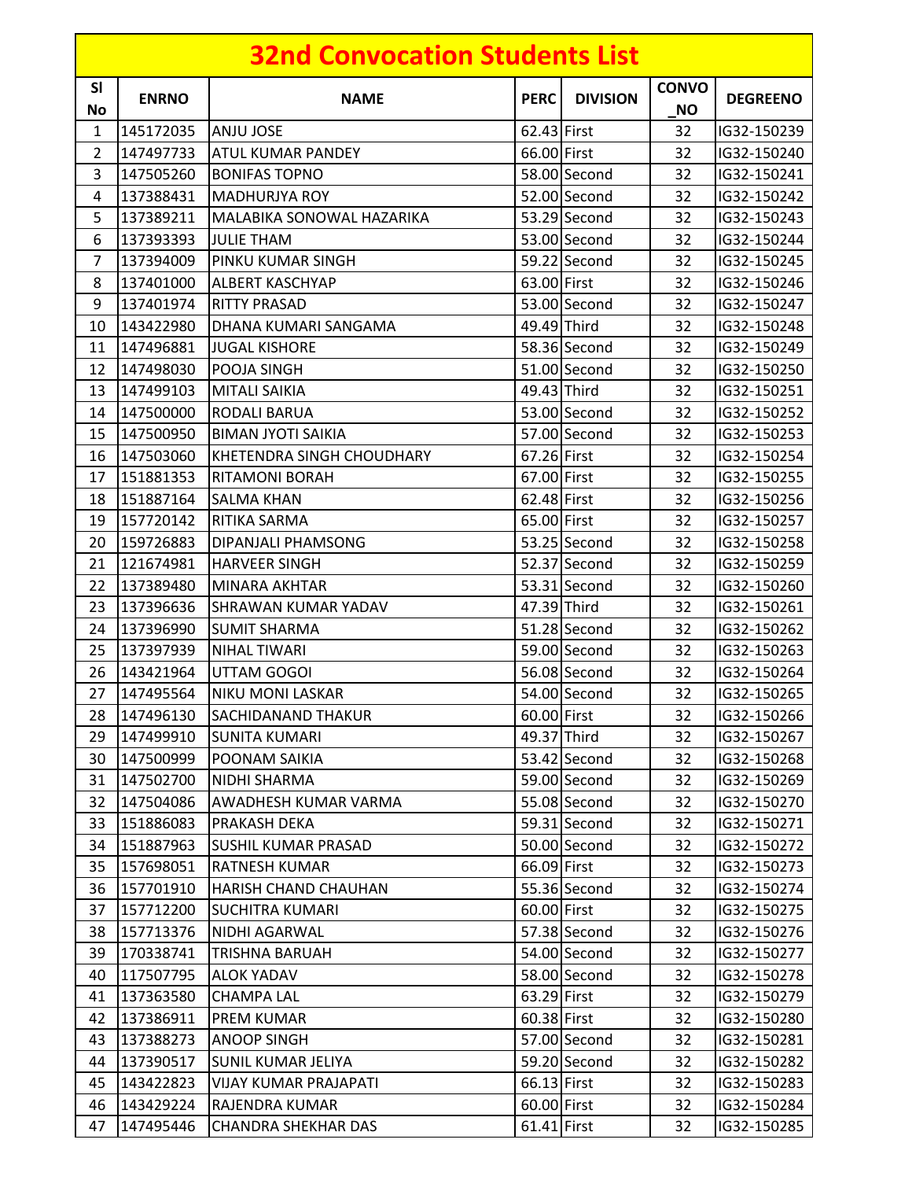# 32nd Convocation Students List

| Sl No | ENRNO | NAME | PERC | DIVISION | CONVO_NO | DEGREENO |
|---|---|---|---|---|---|---|
| 1 | 145172035 | ANJU JOSE | 62.43 | First | 32 | IG32-150239 |
| 2 | 147497733 | ATUL KUMAR PANDEY | 66.00 | First | 32 | IG32-150240 |
| 3 | 147505260 | BONIFAS TOPNO | 58.00 | Second | 32 | IG32-150241 |
| 4 | 137388431 | MADHURJYA ROY | 52.00 | Second | 32 | IG32-150242 |
| 5 | 137389211 | MALABIKA SONOWAL HAZARIKA | 53.29 | Second | 32 | IG32-150243 |
| 6 | 137393393 | JULIE THAM | 53.00 | Second | 32 | IG32-150244 |
| 7 | 137394009 | PINKU KUMAR SINGH | 59.22 | Second | 32 | IG32-150245 |
| 8 | 137401000 | ALBERT KASCHYAP | 63.00 | First | 32 | IG32-150246 |
| 9 | 137401974 | RITTY PRASAD | 53.00 | Second | 32 | IG32-150247 |
| 10 | 143422980 | DHANA KUMARI SANGAMA | 49.49 | Third | 32 | IG32-150248 |
| 11 | 147496881 | JUGAL KISHORE | 58.36 | Second | 32 | IG32-150249 |
| 12 | 147498030 | POOJA SINGH | 51.00 | Second | 32 | IG32-150250 |
| 13 | 147499103 | MITALI SAIKIA | 49.43 | Third | 32 | IG32-150251 |
| 14 | 147500000 | RODALI BARUA | 53.00 | Second | 32 | IG32-150252 |
| 15 | 147500950 | BIMAN JYOTI SAIKIA | 57.00 | Second | 32 | IG32-150253 |
| 16 | 147503060 | KHETENDRA SINGH CHOUDHARY | 67.26 | First | 32 | IG32-150254 |
| 17 | 151881353 | RITAMONI BORAH | 67.00 | First | 32 | IG32-150255 |
| 18 | 151887164 | SALMA KHAN | 62.48 | First | 32 | IG32-150256 |
| 19 | 157720142 | RITIKA SARMA | 65.00 | First | 32 | IG32-150257 |
| 20 | 159726883 | DIPANJALI PHAMSONG | 53.25 | Second | 32 | IG32-150258 |
| 21 | 121674981 | HARVEER SINGH | 52.37 | Second | 32 | IG32-150259 |
| 22 | 137389480 | MINARA AKHTAR | 53.31 | Second | 32 | IG32-150260 |
| 23 | 137396636 | SHRAWAN KUMAR YADAV | 47.39 | Third | 32 | IG32-150261 |
| 24 | 137396990 | SUMIT SHARMA | 51.28 | Second | 32 | IG32-150262 |
| 25 | 137397939 | NIHAL TIWARI | 59.00 | Second | 32 | IG32-150263 |
| 26 | 143421964 | UTTAM GOGOI | 56.08 | Second | 32 | IG32-150264 |
| 27 | 147495564 | NIKU MONI LASKAR | 54.00 | Second | 32 | IG32-150265 |
| 28 | 147496130 | SACHIDANAND THAKUR | 60.00 | First | 32 | IG32-150266 |
| 29 | 147499910 | SUNITA KUMARI | 49.37 | Third | 32 | IG32-150267 |
| 30 | 147500999 | POONAM SAIKIA | 53.42 | Second | 32 | IG32-150268 |
| 31 | 147502700 | NIDHI SHARMA | 59.00 | Second | 32 | IG32-150269 |
| 32 | 147504086 | AWADHESH KUMAR VARMA | 55.08 | Second | 32 | IG32-150270 |
| 33 | 151886083 | PRAKASH DEKA | 59.31 | Second | 32 | IG32-150271 |
| 34 | 151887963 | SUSHIL KUMAR PRASAD | 50.00 | Second | 32 | IG32-150272 |
| 35 | 157698051 | RATNESH KUMAR | 66.09 | First | 32 | IG32-150273 |
| 36 | 157701910 | HARISH CHAND CHAUHAN | 55.36 | Second | 32 | IG32-150274 |
| 37 | 157712200 | SUCHITRA KUMARI | 60.00 | First | 32 | IG32-150275 |
| 38 | 157713376 | NIDHI AGARWAL | 57.38 | Second | 32 | IG32-150276 |
| 39 | 170338741 | TRISHNA BARUAH | 54.00 | Second | 32 | IG32-150277 |
| 40 | 117507795 | ALOK YADAV | 58.00 | Second | 32 | IG32-150278 |
| 41 | 137363580 | CHAMPA LAL | 63.29 | First | 32 | IG32-150279 |
| 42 | 137386911 | PREM KUMAR | 60.38 | First | 32 | IG32-150280 |
| 43 | 137388273 | ANOOP SINGH | 57.00 | Second | 32 | IG32-150281 |
| 44 | 137390517 | SUNIL KUMAR JELIYA | 59.20 | Second | 32 | IG32-150282 |
| 45 | 143422823 | VIJAY KUMAR PRAJAPATI | 66.13 | First | 32 | IG32-150283 |
| 46 | 143429224 | RAJENDRA KUMAR | 60.00 | First | 32 | IG32-150284 |
| 47 | 147495446 | CHANDRA SHEKHAR DAS | 61.41 | First | 32 | IG32-150285 |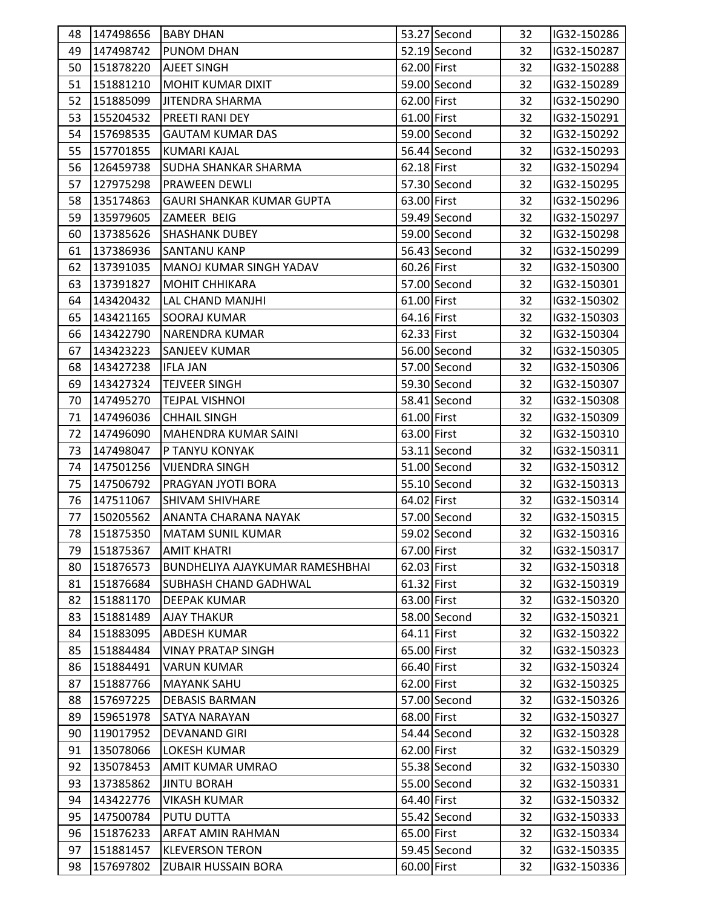| | | | | | | |
|---|---|---|---|---|---|---|
| 48 | 147498656 | BABY DHAN | 53.27 | Second | 32 | IG32-150286 |
| 49 | 147498742 | PUNOM DHAN | 52.19 | Second | 32 | IG32-150287 |
| 50 | 151878220 | AJEET SINGH | 62.00 | First | 32 | IG32-150288 |
| 51 | 151881210 | MOHIT KUMAR DIXIT | 59.00 | Second | 32 | IG32-150289 |
| 52 | 151885099 | JITENDRA SHARMA | 62.00 | First | 32 | IG32-150290 |
| 53 | 155204532 | PREETI RANI DEY | 61.00 | First | 32 | IG32-150291 |
| 54 | 157698535 | GAUTAM KUMAR DAS | 59.00 | Second | 32 | IG32-150292 |
| 55 | 157701855 | KUMARI KAJAL | 56.44 | Second | 32 | IG32-150293 |
| 56 | 126459738 | SUDHA SHANKAR SHARMA | 62.18 | First | 32 | IG32-150294 |
| 57 | 127975298 | PRAWEEN DEWLI | 57.30 | Second | 32 | IG32-150295 |
| 58 | 135174863 | GAURI SHANKAR KUMAR GUPTA | 63.00 | First | 32 | IG32-150296 |
| 59 | 135979605 | ZAMEER BEIG | 59.49 | Second | 32 | IG32-150297 |
| 60 | 137385626 | SHASHANK DUBEY | 59.00 | Second | 32 | IG32-150298 |
| 61 | 137386936 | SANTANU KANP | 56.43 | Second | 32 | IG32-150299 |
| 62 | 137391035 | MANOJ KUMAR SINGH YADAV | 60.26 | First | 32 | IG32-150300 |
| 63 | 137391827 | MOHIT CHHIKARA | 57.00 | Second | 32 | IG32-150301 |
| 64 | 143420432 | LAL CHAND MANJHI | 61.00 | First | 32 | IG32-150302 |
| 65 | 143421165 | SOORAJ KUMAR | 64.16 | First | 32 | IG32-150303 |
| 66 | 143422790 | NARENDRA KUMAR | 62.33 | First | 32 | IG32-150304 |
| 67 | 143423223 | SANJEEV KUMAR | 56.00 | Second | 32 | IG32-150305 |
| 68 | 143427238 | IFLA JAN | 57.00 | Second | 32 | IG32-150306 |
| 69 | 143427324 | TEJVEER SINGH | 59.30 | Second | 32 | IG32-150307 |
| 70 | 147495270 | TEJPAL VISHNOI | 58.41 | Second | 32 | IG32-150308 |
| 71 | 147496036 | CHHAIL SINGH | 61.00 | First | 32 | IG32-150309 |
| 72 | 147496090 | MAHENDRA KUMAR SAINI | 63.00 | First | 32 | IG32-150310 |
| 73 | 147498047 | P TANYU KONYAK | 53.11 | Second | 32 | IG32-150311 |
| 74 | 147501256 | VIJENDRA SINGH | 51.00 | Second | 32 | IG32-150312 |
| 75 | 147506792 | PRAGYAN JYOTI BORA | 55.10 | Second | 32 | IG32-150313 |
| 76 | 147511067 | SHIVAM SHIVHARE | 64.02 | First | 32 | IG32-150314 |
| 77 | 150205562 | ANANTA CHARANA NAYAK | 57.00 | Second | 32 | IG32-150315 |
| 78 | 151875350 | MATAM SUNIL KUMAR | 59.02 | Second | 32 | IG32-150316 |
| 79 | 151875367 | AMIT KHATRI | 67.00 | First | 32 | IG32-150317 |
| 80 | 151876573 | BUNDHELIYA AJAYKUMAR RAMESHBHAI | 62.03 | First | 32 | IG32-150318 |
| 81 | 151876684 | SUBHASH CHAND GADHWAL | 61.32 | First | 32 | IG32-150319 |
| 82 | 151881170 | DEEPAK KUMAR | 63.00 | First | 32 | IG32-150320 |
| 83 | 151881489 | AJAY THAKUR | 58.00 | Second | 32 | IG32-150321 |
| 84 | 151883095 | ABDESH KUMAR | 64.11 | First | 32 | IG32-150322 |
| 85 | 151884484 | VINAY PRATAP SINGH | 65.00 | First | 32 | IG32-150323 |
| 86 | 151884491 | VARUN KUMAR | 66.40 | First | 32 | IG32-150324 |
| 87 | 151887766 | MAYANK SAHU | 62.00 | First | 32 | IG32-150325 |
| 88 | 157697225 | DEBASIS BARMAN | 57.00 | Second | 32 | IG32-150326 |
| 89 | 159651978 | SATYA NARAYAN | 68.00 | First | 32 | IG32-150327 |
| 90 | 119017952 | DEVANAND GIRI | 54.44 | Second | 32 | IG32-150328 |
| 91 | 135078066 | LOKESH KUMAR | 62.00 | First | 32 | IG32-150329 |
| 92 | 135078453 | AMIT KUMAR UMRAO | 55.38 | Second | 32 | IG32-150330 |
| 93 | 137385862 | JINTU BORAH | 55.00 | Second | 32 | IG32-150331 |
| 94 | 143422776 | VIKASH KUMAR | 64.40 | First | 32 | IG32-150332 |
| 95 | 147500784 | PUTU DUTTA | 55.42 | Second | 32 | IG32-150333 |
| 96 | 151876233 | ARFAT AMIN RAHMAN | 65.00 | First | 32 | IG32-150334 |
| 97 | 151881457 | KLEVERSON TERON | 59.45 | Second | 32 | IG32-150335 |
| 98 | 157697802 | ZUBAIR HUSSAIN BORA | 60.00 | First | 32 | IG32-150336 |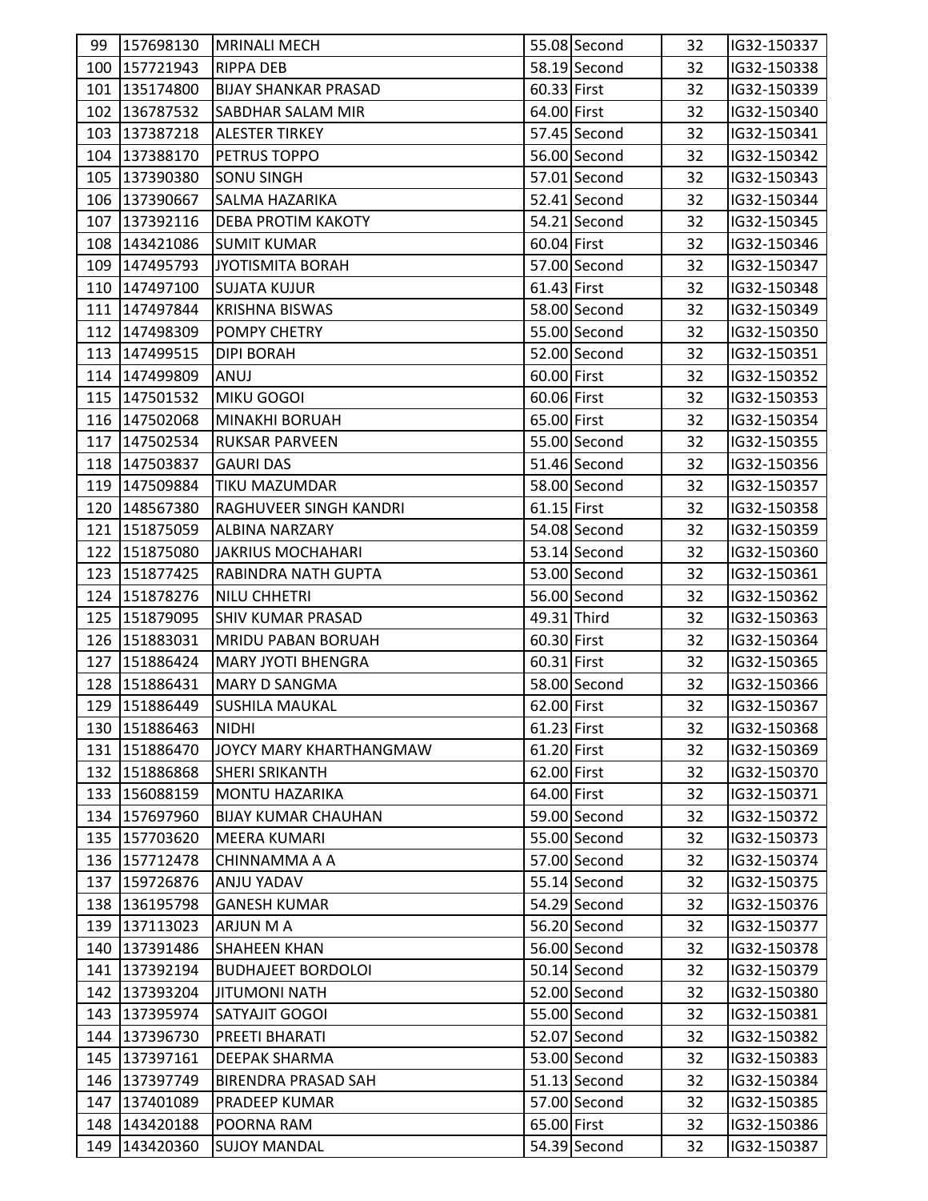| 99 | 157698130 | MRINALI MECH | 55.08 | Second | 32 | IG32-150337 |
|---|---|---|---|---|---|---|
| 100 | 157721943 | RIPPA DEB | 58.19 | Second | 32 | IG32-150338 |
| 101 | 135174800 | BIJAY SHANKAR PRASAD | 60.33 | First | 32 | IG32-150339 |
| 102 | 136787532 | SABDHAR SALAM MIR | 64.00 | First | 32 | IG32-150340 |
| 103 | 137387218 | ALESTER TIRKEY | 57.45 | Second | 32 | IG32-150341 |
| 104 | 137388170 | PETRUS TOPPO | 56.00 | Second | 32 | IG32-150342 |
| 105 | 137390380 | SONU SINGH | 57.01 | Second | 32 | IG32-150343 |
| 106 | 137390667 | SALMA HAZARIKA | 52.41 | Second | 32 | IG32-150344 |
| 107 | 137392116 | DEBA PROTIM KAKOTY | 54.21 | Second | 32 | IG32-150345 |
| 108 | 143421086 | SUMIT KUMAR | 60.04 | First | 32 | IG32-150346 |
| 109 | 147495793 | JYOTISMITA BORAH | 57.00 | Second | 32 | IG32-150347 |
| 110 | 147497100 | SUJATA KUJUR | 61.43 | First | 32 | IG32-150348 |
| 111 | 147497844 | KRISHNA BISWAS | 58.00 | Second | 32 | IG32-150349 |
| 112 | 147498309 | POMPY CHETRY | 55.00 | Second | 32 | IG32-150350 |
| 113 | 147499515 | DIPI BORAH | 52.00 | Second | 32 | IG32-150351 |
| 114 | 147499809 | ANUJ | 60.00 | First | 32 | IG32-150352 |
| 115 | 147501532 | MIKU GOGOI | 60.06 | First | 32 | IG32-150353 |
| 116 | 147502068 | MINAKHI BORUAH | 65.00 | First | 32 | IG32-150354 |
| 117 | 147502534 | RUKSAR PARVEEN | 55.00 | Second | 32 | IG32-150355 |
| 118 | 147503837 | GAURI DAS | 51.46 | Second | 32 | IG32-150356 |
| 119 | 147509884 | TIKU MAZUMDAR | 58.00 | Second | 32 | IG32-150357 |
| 120 | 148567380 | RAGHUVEER SINGH KANDRI | 61.15 | First | 32 | IG32-150358 |
| 121 | 151875059 | ALBINA NARZARY | 54.08 | Second | 32 | IG32-150359 |
| 122 | 151875080 | JAKRIUS MOCHAHARI | 53.14 | Second | 32 | IG32-150360 |
| 123 | 151877425 | RABINDRA NATH GUPTA | 53.00 | Second | 32 | IG32-150361 |
| 124 | 151878276 | NILU CHHETRI | 56.00 | Second | 32 | IG32-150362 |
| 125 | 151879095 | SHIV KUMAR PRASAD | 49.31 | Third | 32 | IG32-150363 |
| 126 | 151883031 | MRIDU PABAN BORUAH | 60.30 | First | 32 | IG32-150364 |
| 127 | 151886424 | MARY JYOTI BHENGRA | 60.31 | First | 32 | IG32-150365 |
| 128 | 151886431 | MARY D SANGMA | 58.00 | Second | 32 | IG32-150366 |
| 129 | 151886449 | SUSHILA MAUKAL | 62.00 | First | 32 | IG32-150367 |
| 130 | 151886463 | NIDHI | 61.23 | First | 32 | IG32-150368 |
| 131 | 151886470 | JOYCY MARY KHARTHANGMAW | 61.20 | First | 32 | IG32-150369 |
| 132 | 151886868 | SHERI SRIKANTH | 62.00 | First | 32 | IG32-150370 |
| 133 | 156088159 | MONTU HAZARIKA | 64.00 | First | 32 | IG32-150371 |
| 134 | 157697960 | BIJAY KUMAR CHAUHAN | 59.00 | Second | 32 | IG32-150372 |
| 135 | 157703620 | MEERA KUMARI | 55.00 | Second | 32 | IG32-150373 |
| 136 | 157712478 | CHINNAMMA A A | 57.00 | Second | 32 | IG32-150374 |
| 137 | 159726876 | ANJU YADAV | 55.14 | Second | 32 | IG32-150375 |
| 138 | 136195798 | GANESH KUMAR | 54.29 | Second | 32 | IG32-150376 |
| 139 | 137113023 | ARJUN M A | 56.20 | Second | 32 | IG32-150377 |
| 140 | 137391486 | SHAHEEN KHAN | 56.00 | Second | 32 | IG32-150378 |
| 141 | 137392194 | BUDHAJEET BORDOLOI | 50.14 | Second | 32 | IG32-150379 |
| 142 | 137393204 | JITUMONI NATH | 52.00 | Second | 32 | IG32-150380 |
| 143 | 137395974 | SATYAJIT GOGOI | 55.00 | Second | 32 | IG32-150381 |
| 144 | 137396730 | PREETI BHARATI | 52.07 | Second | 32 | IG32-150382 |
| 145 | 137397161 | DEEPAK SHARMA | 53.00 | Second | 32 | IG32-150383 |
| 146 | 137397749 | BIRENDRA PRASAD SAH | 51.13 | Second | 32 | IG32-150384 |
| 147 | 137401089 | PRADEEP KUMAR | 57.00 | Second | 32 | IG32-150385 |
| 148 | 143420188 | POORNA RAM | 65.00 | First | 32 | IG32-150386 |
| 149 | 143420360 | SUJOY MANDAL | 54.39 | Second | 32 | IG32-150387 |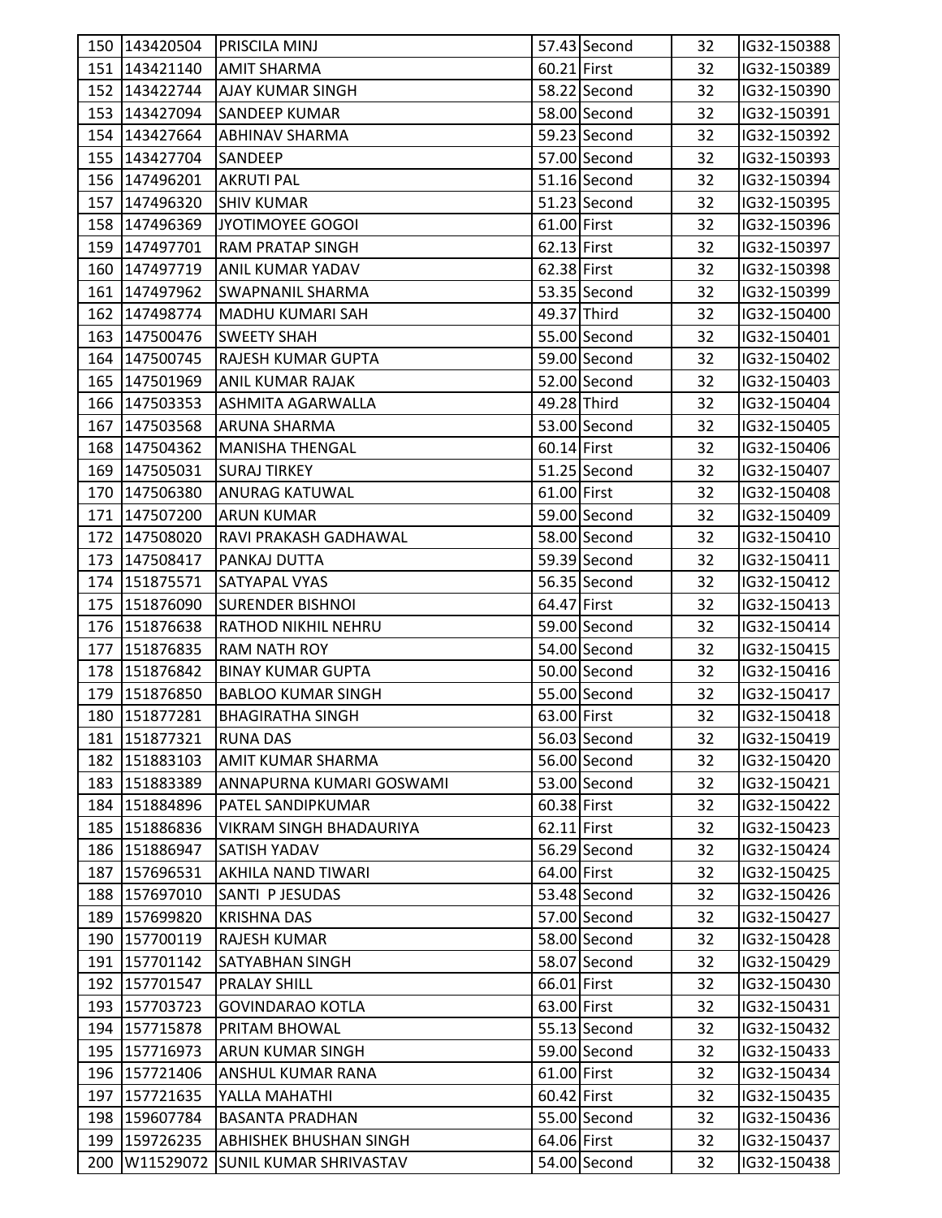| | | | | | | |
|---|---|---|---|---|---|---|
| 150 | 143420504 | PRISCILA MINJ | 57.43 | Second | 32 | IG32-150388 |
| 151 | 143421140 | AMIT SHARMA | 60.21 | First | 32 | IG32-150389 |
| 152 | 143422744 | AJAY KUMAR SINGH | 58.22 | Second | 32 | IG32-150390 |
| 153 | 143427094 | SANDEEP KUMAR | 58.00 | Second | 32 | IG32-150391 |
| 154 | 143427664 | ABHINAV SHARMA | 59.23 | Second | 32 | IG32-150392 |
| 155 | 143427704 | SANDEEP | 57.00 | Second | 32 | IG32-150393 |
| 156 | 147496201 | AKRUTI PAL | 51.16 | Second | 32 | IG32-150394 |
| 157 | 147496320 | SHIV KUMAR | 51.23 | Second | 32 | IG32-150395 |
| 158 | 147496369 | JYOTIMOYEE GOGOI | 61.00 | First | 32 | IG32-150396 |
| 159 | 147497701 | RAM PRATAP SINGH | 62.13 | First | 32 | IG32-150397 |
| 160 | 147497719 | ANIL KUMAR YADAV | 62.38 | First | 32 | IG32-150398 |
| 161 | 147497962 | SWAPNANIL SHARMA | 53.35 | Second | 32 | IG32-150399 |
| 162 | 147498774 | MADHU KUMARI SAH | 49.37 | Third | 32 | IG32-150400 |
| 163 | 147500476 | SWEETY SHAH | 55.00 | Second | 32 | IG32-150401 |
| 164 | 147500745 | RAJESH KUMAR GUPTA | 59.00 | Second | 32 | IG32-150402 |
| 165 | 147501969 | ANIL KUMAR RAJAK | 52.00 | Second | 32 | IG32-150403 |
| 166 | 147503353 | ASHMITA AGARWALLA | 49.28 | Third | 32 | IG32-150404 |
| 167 | 147503568 | ARUNA SHARMA | 53.00 | Second | 32 | IG32-150405 |
| 168 | 147504362 | MANISHA THENGAL | 60.14 | First | 32 | IG32-150406 |
| 169 | 147505031 | SURAJ TIRKEY | 51.25 | Second | 32 | IG32-150407 |
| 170 | 147506380 | ANURAG KATUWAL | 61.00 | First | 32 | IG32-150408 |
| 171 | 147507200 | ARUN KUMAR | 59.00 | Second | 32 | IG32-150409 |
| 172 | 147508020 | RAVI PRAKASH GADHAWAL | 58.00 | Second | 32 | IG32-150410 |
| 173 | 147508417 | PANKAJ DUTTA | 59.39 | Second | 32 | IG32-150411 |
| 174 | 151875571 | SATYAPAL VYAS | 56.35 | Second | 32 | IG32-150412 |
| 175 | 151876090 | SURENDER BISHNOI | 64.47 | First | 32 | IG32-150413 |
| 176 | 151876638 | RATHOD NIKHIL NEHRU | 59.00 | Second | 32 | IG32-150414 |
| 177 | 151876835 | RAM NATH ROY | 54.00 | Second | 32 | IG32-150415 |
| 178 | 151876842 | BINAY KUMAR GUPTA | 50.00 | Second | 32 | IG32-150416 |
| 179 | 151876850 | BABLOO KUMAR SINGH | 55.00 | Second | 32 | IG32-150417 |
| 180 | 151877281 | BHAGIRATHA SINGH | 63.00 | First | 32 | IG32-150418 |
| 181 | 151877321 | RUNA DAS | 56.03 | Second | 32 | IG32-150419 |
| 182 | 151883103 | AMIT KUMAR SHARMA | 56.00 | Second | 32 | IG32-150420 |
| 183 | 151883389 | ANNAPURNA KUMARI GOSWAMI | 53.00 | Second | 32 | IG32-150421 |
| 184 | 151884896 | PATEL SANDIPKUMAR | 60.38 | First | 32 | IG32-150422 |
| 185 | 151886836 | VIKRAM SINGH BHADAURIYA | 62.11 | First | 32 | IG32-150423 |
| 186 | 151886947 | SATISH YADAV | 56.29 | Second | 32 | IG32-150424 |
| 187 | 157696531 | AKHILA NAND TIWARI | 64.00 | First | 32 | IG32-150425 |
| 188 | 157697010 | SANTI P JESUDAS | 53.48 | Second | 32 | IG32-150426 |
| 189 | 157699820 | KRISHNA DAS | 57.00 | Second | 32 | IG32-150427 |
| 190 | 157700119 | RAJESH KUMAR | 58.00 | Second | 32 | IG32-150428 |
| 191 | 157701142 | SATYABHAN SINGH | 58.07 | Second | 32 | IG32-150429 |
| 192 | 157701547 | PRALAY SHILL | 66.01 | First | 32 | IG32-150430 |
| 193 | 157703723 | GOVINDARAO KOTLA | 63.00 | First | 32 | IG32-150431 |
| 194 | 157715878 | PRITAM BHOWAL | 55.13 | Second | 32 | IG32-150432 |
| 195 | 157716973 | ARUN KUMAR SINGH | 59.00 | Second | 32 | IG32-150433 |
| 196 | 157721406 | ANSHUL KUMAR RANA | 61.00 | First | 32 | IG32-150434 |
| 197 | 157721635 | YALLA MAHATHI | 60.42 | First | 32 | IG32-150435 |
| 198 | 159607784 | BASANTA PRADHAN | 55.00 | Second | 32 | IG32-150436 |
| 199 | 159726235 | ABHISHEK BHUSHAN SINGH | 64.06 | First | 32 | IG32-150437 |
| 200 | W11529072 | SUNIL KUMAR SHRIVASTAV | 54.00 | Second | 32 | IG32-150438 |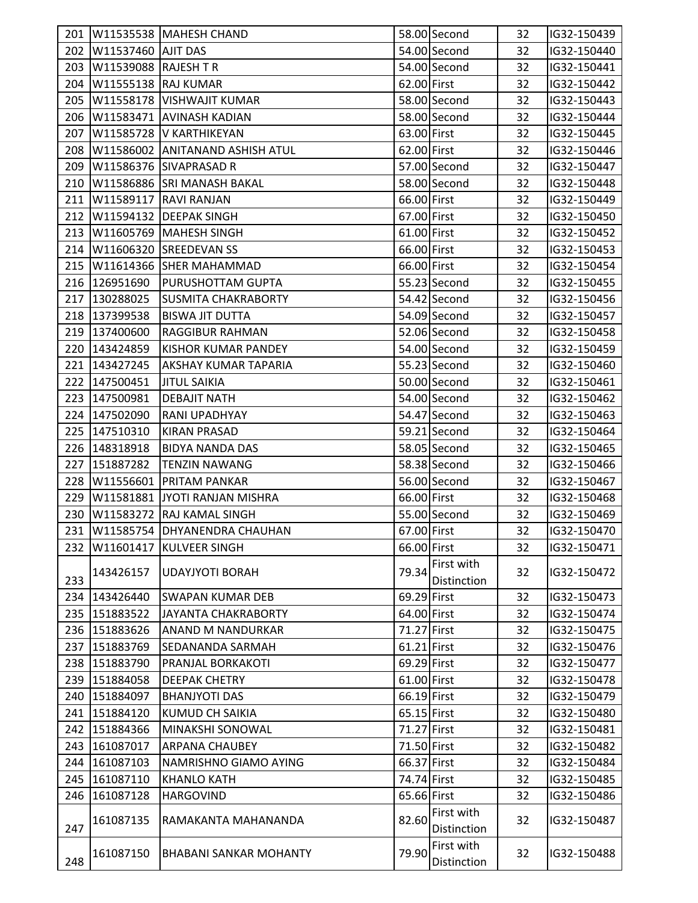| 201 | W11535538 | MAHESH CHAND | 58.00 | Second | 32 | IG32-150439 |
|---|---|---|---|---|---|---|
| 202 | W11537460 | AJIT DAS | 54.00 | Second | 32 | IG32-150440 |
| 203 | W11539088 | RAJESH T R | 54.00 | Second | 32 | IG32-150441 |
| 204 | W11555138 | RAJ KUMAR | 62.00 | First | 32 | IG32-150442 |
| 205 | W11558178 | VISHWAJIT KUMAR | 58.00 | Second | 32 | IG32-150443 |
| 206 | W11583471 | AVINASH KADIAN | 58.00 | Second | 32 | IG32-150444 |
| 207 | W11585728 | V KARTHIKEYAN | 63.00 | First | 32 | IG32-150445 |
| 208 | W11586002 | ANITANAND ASHISH ATUL | 62.00 | First | 32 | IG32-150446 |
| 209 | W11586376 | SIVAPRASAD R | 57.00 | Second | 32 | IG32-150447 |
| 210 | W11586886 | SRI MANASH BAKAL | 58.00 | Second | 32 | IG32-150448 |
| 211 | W11589117 | RAVI RANJAN | 66.00 | First | 32 | IG32-150449 |
| 212 | W11594132 | DEEPAK SINGH | 67.00 | First | 32 | IG32-150450 |
| 213 | W11605769 | MAHESH SINGH | 61.00 | First | 32 | IG32-150452 |
| 214 | W11606320 | SREEDEVAN SS | 66.00 | First | 32 | IG32-150453 |
| 215 | W11614366 | SHER MAHAMMAD | 66.00 | First | 32 | IG32-150454 |
| 216 | 126951690 | PURUSHOTTAM GUPTA | 55.23 | Second | 32 | IG32-150455 |
| 217 | 130288025 | SUSMITA CHAKRABORTY | 54.42 | Second | 32 | IG32-150456 |
| 218 | 137399538 | BISWA JIT DUTTA | 54.09 | Second | 32 | IG32-150457 |
| 219 | 137400600 | RAGGIBUR RAHMAN | 52.06 | Second | 32 | IG32-150458 |
| 220 | 143424859 | KISHOR KUMAR PANDEY | 54.00 | Second | 32 | IG32-150459 |
| 221 | 143427245 | AKSHAY KUMAR TAPARIA | 55.23 | Second | 32 | IG32-150460 |
| 222 | 147500451 | JITUL SAIKIA | 50.00 | Second | 32 | IG32-150461 |
| 223 | 147500981 | DEBAJIT NATH | 54.00 | Second | 32 | IG32-150462 |
| 224 | 147502090 | RANI UPADHYAY | 54.47 | Second | 32 | IG32-150463 |
| 225 | 147510310 | KIRAN PRASAD | 59.21 | Second | 32 | IG32-150464 |
| 226 | 148318918 | BIDYA NANDA DAS | 58.05 | Second | 32 | IG32-150465 |
| 227 | 151887282 | TENZIN NAWANG | 58.38 | Second | 32 | IG32-150466 |
| 228 | W11556601 | PRITAM PANKAR | 56.00 | Second | 32 | IG32-150467 |
| 229 | W11581881 | JYOTI RANJAN MISHRA | 66.00 | First | 32 | IG32-150468 |
| 230 | W11583272 | RAJ KAMAL SINGH | 55.00 | Second | 32 | IG32-150469 |
| 231 | W11585754 | DHYANENDRA CHAUHAN | 67.00 | First | 32 | IG32-150470 |
| 232 | W11601417 | KULVEER SINGH | 66.00 | First | 32 | IG32-150471 |
| 233 | 143426157 | UDAYJYOTI BORAH | 79.34 | First with Distinction | 32 | IG32-150472 |
| 234 | 143426440 | SWAPAN KUMAR DEB | 69.29 | First | 32 | IG32-150473 |
| 235 | 151883522 | JAYANTA CHAKRABORTY | 64.00 | First | 32 | IG32-150474 |
| 236 | 151883626 | ANAND M NANDURKAR | 71.27 | First | 32 | IG32-150475 |
| 237 | 151883769 | SEDANANDA SARMAH | 61.21 | First | 32 | IG32-150476 |
| 238 | 151883790 | PRANJAL BORKAKOTI | 69.29 | First | 32 | IG32-150477 |
| 239 | 151884058 | DEEPAK CHETRY | 61.00 | First | 32 | IG32-150478 |
| 240 | 151884097 | BHANJYOTI DAS | 66.19 | First | 32 | IG32-150479 |
| 241 | 151884120 | KUMUD CH SAIKIA | 65.15 | First | 32 | IG32-150480 |
| 242 | 151884366 | MINAKSHI SONOWAL | 71.27 | First | 32 | IG32-150481 |
| 243 | 161087017 | ARPANA CHAUBEY | 71.50 | First | 32 | IG32-150482 |
| 244 | 161087103 | NAMRISHNO GIAMO AYING | 66.37 | First | 32 | IG32-150484 |
| 245 | 161087110 | KHANLO KATH | 74.74 | First | 32 | IG32-150485 |
| 246 | 161087128 | HARGOVIND | 65.66 | First | 32 | IG32-150486 |
| 247 | 161087135 | RAMAKANTA MAHANANDA | 82.60 | First with Distinction | 32 | IG32-150487 |
| 248 | 161087150 | BHABANI SANKAR MOHANTY | 79.90 | First with Distinction | 32 | IG32-150488 |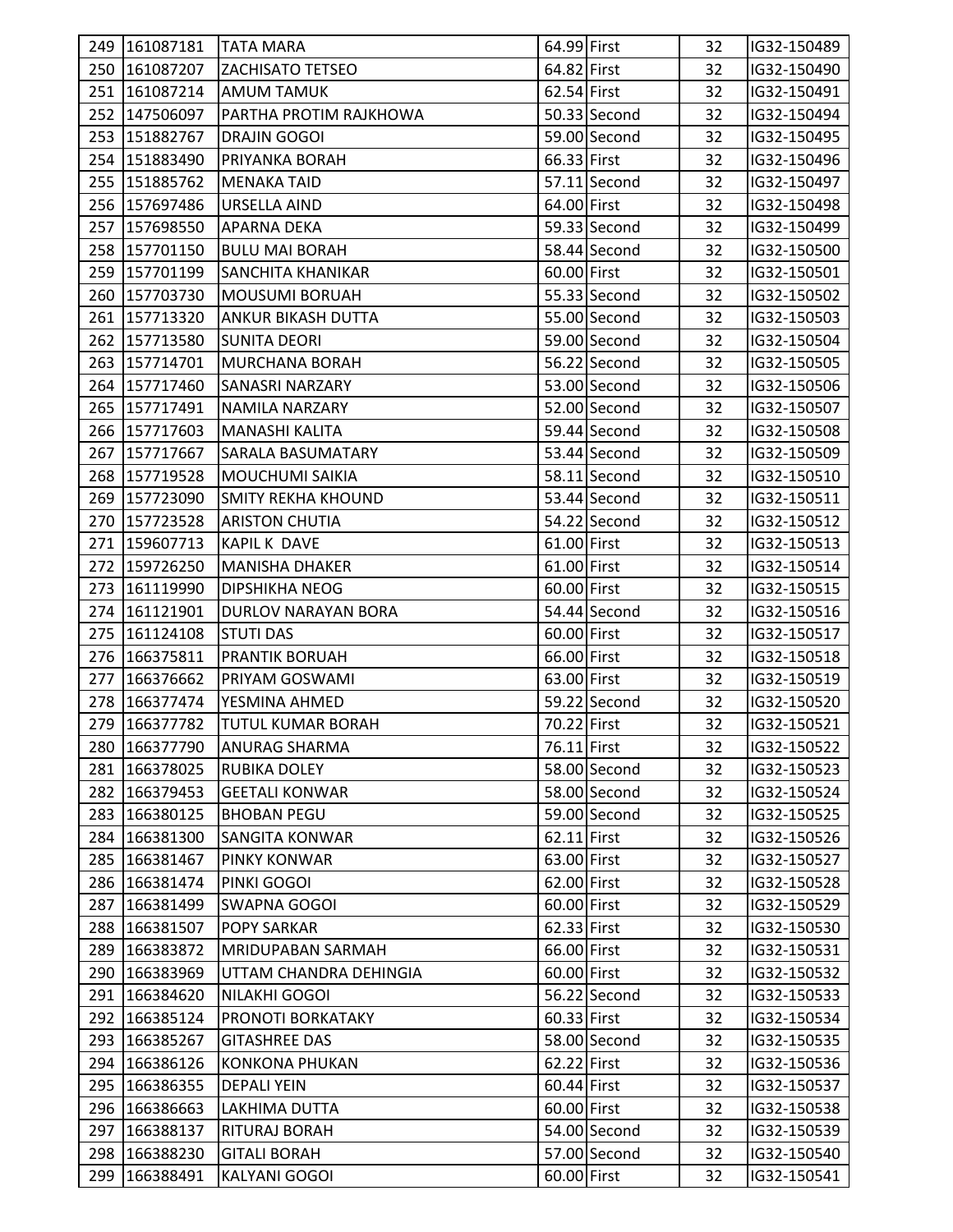| 249 | 161087181 | TATA MARA | 64.99 | First | 32 | IG32-150489 |
|---|---|---|---|---|---|---|
| 250 | 161087207 | ZACHISATO TETSEO | 64.82 | First | 32 | IG32-150490 |
| 251 | 161087214 | AMUM TAMUK | 62.54 | First | 32 | IG32-150491 |
| 252 | 147506097 | PARTHA PROTIM RAJKHOWA | 50.33 | Second | 32 | IG32-150494 |
| 253 | 151882767 | DRAJIN GOGOI | 59.00 | Second | 32 | IG32-150495 |
| 254 | 151883490 | PRIYANKA BORAH | 66.33 | First | 32 | IG32-150496 |
| 255 | 151885762 | MENAKA TAID | 57.11 | Second | 32 | IG32-150497 |
| 256 | 157697486 | URSELLA AIND | 64.00 | First | 32 | IG32-150498 |
| 257 | 157698550 | APARNA DEKA | 59.33 | Second | 32 | IG32-150499 |
| 258 | 157701150 | BULU MAI BORAH | 58.44 | Second | 32 | IG32-150500 |
| 259 | 157701199 | SANCHITA KHANIKAR | 60.00 | First | 32 | IG32-150501 |
| 260 | 157703730 | MOUSUMI BORUAH | 55.33 | Second | 32 | IG32-150502 |
| 261 | 157713320 | ANKUR BIKASH DUTTA | 55.00 | Second | 32 | IG32-150503 |
| 262 | 157713580 | SUNITA DEORI | 59.00 | Second | 32 | IG32-150504 |
| 263 | 157714701 | MURCHANA BORAH | 56.22 | Second | 32 | IG32-150505 |
| 264 | 157717460 | SANASRI NARZARY | 53.00 | Second | 32 | IG32-150506 |
| 265 | 157717491 | NAMILA NARZARY | 52.00 | Second | 32 | IG32-150507 |
| 266 | 157717603 | MANASHI KALITA | 59.44 | Second | 32 | IG32-150508 |
| 267 | 157717667 | SARALA BASUMATARY | 53.44 | Second | 32 | IG32-150509 |
| 268 | 157719528 | MOUCHUMI SAIKIA | 58.11 | Second | 32 | IG32-150510 |
| 269 | 157723090 | SMITY REKHA KHOUND | 53.44 | Second | 32 | IG32-150511 |
| 270 | 157723528 | ARISTON CHUTIA | 54.22 | Second | 32 | IG32-150512 |
| 271 | 159607713 | KAPIL K DAVE | 61.00 | First | 32 | IG32-150513 |
| 272 | 159726250 | MANISHA DHAKER | 61.00 | First | 32 | IG32-150514 |
| 273 | 161119990 | DIPSHIKHA NEOG | 60.00 | First | 32 | IG32-150515 |
| 274 | 161121901 | DURLOV NARAYAN BORA | 54.44 | Second | 32 | IG32-150516 |
| 275 | 161124108 | STUTI DAS | 60.00 | First | 32 | IG32-150517 |
| 276 | 166375811 | PRANTIK BORUAH | 66.00 | First | 32 | IG32-150518 |
| 277 | 166376662 | PRIYAM GOSWAMI | 63.00 | First | 32 | IG32-150519 |
| 278 | 166377474 | YESMINA AHMED | 59.22 | Second | 32 | IG32-150520 |
| 279 | 166377782 | TUTUL KUMAR BORAH | 70.22 | First | 32 | IG32-150521 |
| 280 | 166377790 | ANURAG SHARMA | 76.11 | First | 32 | IG32-150522 |
| 281 | 166378025 | RUBIKA DOLEY | 58.00 | Second | 32 | IG32-150523 |
| 282 | 166379453 | GEETALI KONWAR | 58.00 | Second | 32 | IG32-150524 |
| 283 | 166380125 | BHOBAN PEGU | 59.00 | Second | 32 | IG32-150525 |
| 284 | 166381300 | SANGITA KONWAR | 62.11 | First | 32 | IG32-150526 |
| 285 | 166381467 | PINKY KONWAR | 63.00 | First | 32 | IG32-150527 |
| 286 | 166381474 | PINKI GOGOI | 62.00 | First | 32 | IG32-150528 |
| 287 | 166381499 | SWAPNA GOGOI | 60.00 | First | 32 | IG32-150529 |
| 288 | 166381507 | POPY SARKAR | 62.33 | First | 32 | IG32-150530 |
| 289 | 166383872 | MRIDUPABAN SARMAH | 66.00 | First | 32 | IG32-150531 |
| 290 | 166383969 | UTTAM CHANDRA DEHINGIA | 60.00 | First | 32 | IG32-150532 |
| 291 | 166384620 | NILAKHI GOGOI | 56.22 | Second | 32 | IG32-150533 |
| 292 | 166385124 | PRONOTI BORKATAKY | 60.33 | First | 32 | IG32-150534 |
| 293 | 166385267 | GITASHREE DAS | 58.00 | Second | 32 | IG32-150535 |
| 294 | 166386126 | KONKONA PHUKAN | 62.22 | First | 32 | IG32-150536 |
| 295 | 166386355 | DEPALI YEIN | 60.44 | First | 32 | IG32-150537 |
| 296 | 166386663 | LAKHIMA DUTTA | 60.00 | First | 32 | IG32-150538 |
| 297 | 166388137 | RITURAJ BORAH | 54.00 | Second | 32 | IG32-150539 |
| 298 | 166388230 | GITALI BORAH | 57.00 | Second | 32 | IG32-150540 |
| 299 | 166388491 | KALYANI GOGOI | 60.00 | First | 32 | IG32-150541 |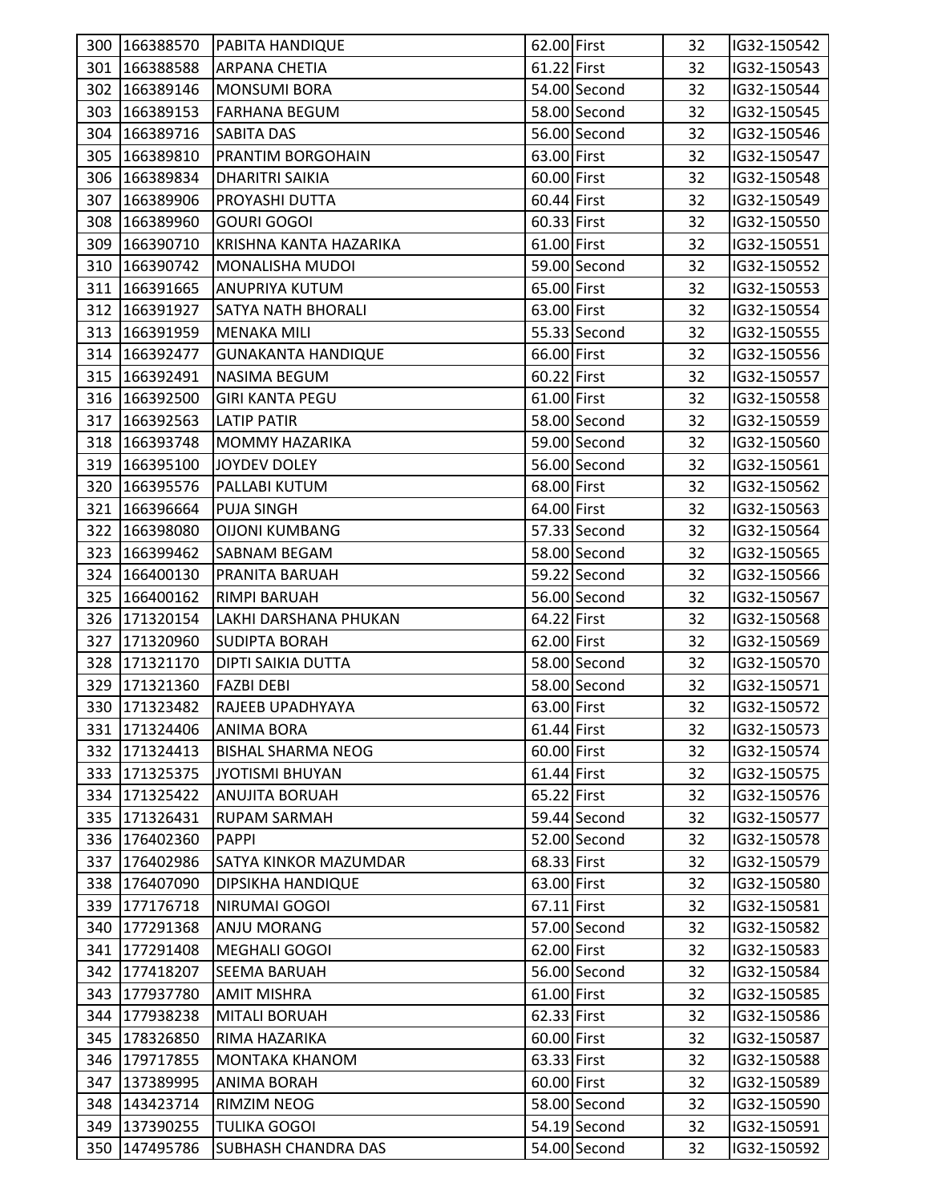| 300 | 166388570 | PABITA HANDIQUE | 62.00 | First | 32 | IG32-150542 |
|---|---|---|---|---|---|---|
| 301 | 166388588 | ARPANA CHETIA | 61.22 | First | 32 | IG32-150543 |
| 302 | 166389146 | MONSUMI BORA | 54.00 | Second | 32 | IG32-150544 |
| 303 | 166389153 | FARHANA BEGUM | 58.00 | Second | 32 | IG32-150545 |
| 304 | 166389716 | SABITA DAS | 56.00 | Second | 32 | IG32-150546 |
| 305 | 166389810 | PRANTIM BORGOHAIN | 63.00 | First | 32 | IG32-150547 |
| 306 | 166389834 | DHARITRI SAIKIA | 60.00 | First | 32 | IG32-150548 |
| 307 | 166389906 | PROYASHI DUTTA | 60.44 | First | 32 | IG32-150549 |
| 308 | 166389960 | GOURI GOGOI | 60.33 | First | 32 | IG32-150550 |
| 309 | 166390710 | KRISHNA KANTA HAZARIKA | 61.00 | First | 32 | IG32-150551 |
| 310 | 166390742 | MONALISHA MUDOI | 59.00 | Second | 32 | IG32-150552 |
| 311 | 166391665 | ANUPRIYA KUTUM | 65.00 | First | 32 | IG32-150553 |
| 312 | 166391927 | SATYA NATH BHORALI | 63.00 | First | 32 | IG32-150554 |
| 313 | 166391959 | MENAKA MILI | 55.33 | Second | 32 | IG32-150555 |
| 314 | 166392477 | GUNAKANTA HANDIQUE | 66.00 | First | 32 | IG32-150556 |
| 315 | 166392491 | NASIMA BEGUM | 60.22 | First | 32 | IG32-150557 |
| 316 | 166392500 | GIRI KANTA PEGU | 61.00 | First | 32 | IG32-150558 |
| 317 | 166392563 | LATIP PATIR | 58.00 | Second | 32 | IG32-150559 |
| 318 | 166393748 | MOMMY HAZARIKA | 59.00 | Second | 32 | IG32-150560 |
| 319 | 166395100 | JOYDEV DOLEY | 56.00 | Second | 32 | IG32-150561 |
| 320 | 166395576 | PALLABI KUTUM | 68.00 | First | 32 | IG32-150562 |
| 321 | 166396664 | PUJA SINGH | 64.00 | First | 32 | IG32-150563 |
| 322 | 166398080 | OIJONI KUMBANG | 57.33 | Second | 32 | IG32-150564 |
| 323 | 166399462 | SABNAM BEGAM | 58.00 | Second | 32 | IG32-150565 |
| 324 | 166400130 | PRANITA BARUAH | 59.22 | Second | 32 | IG32-150566 |
| 325 | 166400162 | RIMPI BARUAH | 56.00 | Second | 32 | IG32-150567 |
| 326 | 171320154 | LAKHI DARSHANA PHUKAN | 64.22 | First | 32 | IG32-150568 |
| 327 | 171320960 | SUDIPTA BORAH | 62.00 | First | 32 | IG32-150569 |
| 328 | 171321170 | DIPTI SAIKIA DUTTA | 58.00 | Second | 32 | IG32-150570 |
| 329 | 171321360 | FAZBI DEBI | 58.00 | Second | 32 | IG32-150571 |
| 330 | 171323482 | RAJEEB UPADHYAYA | 63.00 | First | 32 | IG32-150572 |
| 331 | 171324406 | ANIMA BORA | 61.44 | First | 32 | IG32-150573 |
| 332 | 171324413 | BISHAL SHARMA NEOG | 60.00 | First | 32 | IG32-150574 |
| 333 | 171325375 | JYOTISMI BHUYAN | 61.44 | First | 32 | IG32-150575 |
| 334 | 171325422 | ANUJITA BORUAH | 65.22 | First | 32 | IG32-150576 |
| 335 | 171326431 | RUPAM SARMAH | 59.44 | Second | 32 | IG32-150577 |
| 336 | 176402360 | PAPPI | 52.00 | Second | 32 | IG32-150578 |
| 337 | 176402986 | SATYA KINKOR MAZUMDAR | 68.33 | First | 32 | IG32-150579 |
| 338 | 176407090 | DIPSIKHA HANDIQUE | 63.00 | First | 32 | IG32-150580 |
| 339 | 177176718 | NIRUMAI GOGOI | 67.11 | First | 32 | IG32-150581 |
| 340 | 177291368 | ANJU MORANG | 57.00 | Second | 32 | IG32-150582 |
| 341 | 177291408 | MEGHALI GOGOI | 62.00 | First | 32 | IG32-150583 |
| 342 | 177418207 | SEEMA BARUAH | 56.00 | Second | 32 | IG32-150584 |
| 343 | 177937780 | AMIT MISHRA | 61.00 | First | 32 | IG32-150585 |
| 344 | 177938238 | MITALI BORUAH | 62.33 | First | 32 | IG32-150586 |
| 345 | 178326850 | RIMA HAZARIKA | 60.00 | First | 32 | IG32-150587 |
| 346 | 179717855 | MONTAKA KHANOM | 63.33 | First | 32 | IG32-150588 |
| 347 | 137389995 | ANIMA BORAH | 60.00 | First | 32 | IG32-150589 |
| 348 | 143423714 | RIMZIM NEOG | 58.00 | Second | 32 | IG32-150590 |
| 349 | 137390255 | TULIKA GOGOI | 54.19 | Second | 32 | IG32-150591 |
| 350 | 147495786 | SUBHASH CHANDRA DAS | 54.00 | Second | 32 | IG32-150592 |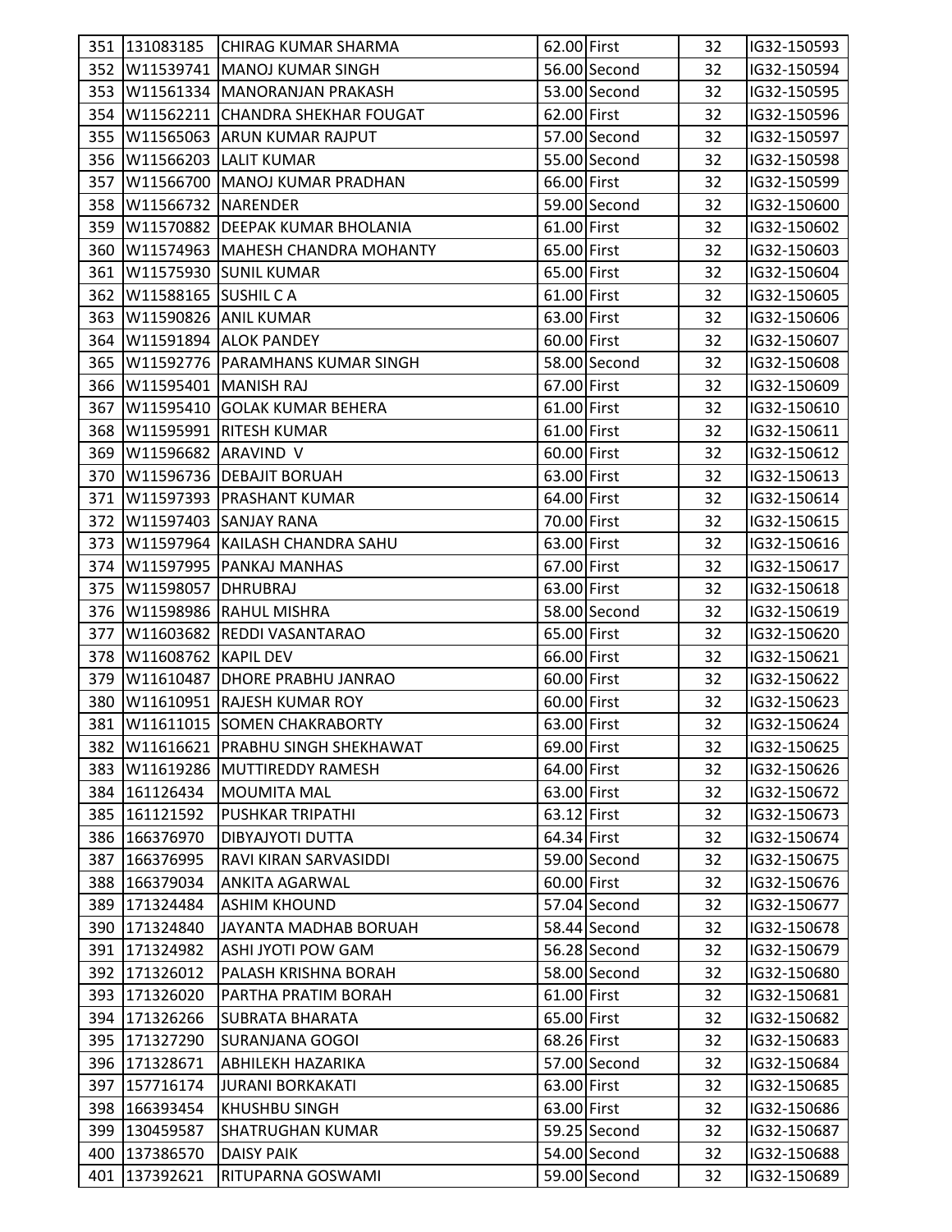| 351 | 131083185 | CHIRAG KUMAR SHARMA | 62.00 | First | 32 | IG32-150593 |
|---|---|---|---|---|---|---|
| 352 | W11539741 | MANOJ KUMAR SINGH | 56.00 | Second | 32 | IG32-150594 |
| 353 | W11561334 | MANORANJAN PRAKASH | 53.00 | Second | 32 | IG32-150595 |
| 354 | W11562211 | CHANDRA SHEKHAR FOUGAT | 62.00 | First | 32 | IG32-150596 |
| 355 | W11565063 | ARUN KUMAR RAJPUT | 57.00 | Second | 32 | IG32-150597 |
| 356 | W11566203 | LALIT KUMAR | 55.00 | Second | 32 | IG32-150598 |
| 357 | W11566700 | MANOJ KUMAR PRADHAN | 66.00 | First | 32 | IG32-150599 |
| 358 | W11566732 | NARENDER | 59.00 | Second | 32 | IG32-150600 |
| 359 | W11570882 | DEEPAK KUMAR BHOLANIA | 61.00 | First | 32 | IG32-150602 |
| 360 | W11574963 | MAHESH CHANDRA MOHANTY | 65.00 | First | 32 | IG32-150603 |
| 361 | W11575930 | SUNIL KUMAR | 65.00 | First | 32 | IG32-150604 |
| 362 | W11588165 | SUSHIL C A | 61.00 | First | 32 | IG32-150605 |
| 363 | W11590826 | ANIL KUMAR | 63.00 | First | 32 | IG32-150606 |
| 364 | W11591894 | ALOK PANDEY | 60.00 | First | 32 | IG32-150607 |
| 365 | W11592776 | PARAMHANS KUMAR SINGH | 58.00 | Second | 32 | IG32-150608 |
| 366 | W11595401 | MANISH RAJ | 67.00 | First | 32 | IG32-150609 |
| 367 | W11595410 | GOLAK KUMAR BEHERA | 61.00 | First | 32 | IG32-150610 |
| 368 | W11595991 | RITESH KUMAR | 61.00 | First | 32 | IG32-150611 |
| 369 | W11596682 | ARAVIND V | 60.00 | First | 32 | IG32-150612 |
| 370 | W11596736 | DEBAJIT BORUAH | 63.00 | First | 32 | IG32-150613 |
| 371 | W11597393 | PRASHANT KUMAR | 64.00 | First | 32 | IG32-150614 |
| 372 | W11597403 | SANJAY RANA | 70.00 | First | 32 | IG32-150615 |
| 373 | W11597964 | KAILASH CHANDRA SAHU | 63.00 | First | 32 | IG32-150616 |
| 374 | W11597995 | PANKAJ MANHAS | 67.00 | First | 32 | IG32-150617 |
| 375 | W11598057 | DHRUBRAJ | 63.00 | First | 32 | IG32-150618 |
| 376 | W11598986 | RAHUL MISHRA | 58.00 | Second | 32 | IG32-150619 |
| 377 | W11603682 | REDDI VASANTARAO | 65.00 | First | 32 | IG32-150620 |
| 378 | W11608762 | KAPIL DEV | 66.00 | First | 32 | IG32-150621 |
| 379 | W11610487 | DHORE PRABHU JANRAO | 60.00 | First | 32 | IG32-150622 |
| 380 | W11610951 | RAJESH KUMAR ROY | 60.00 | First | 32 | IG32-150623 |
| 381 | W11611015 | SOMEN CHAKRABORTY | 63.00 | First | 32 | IG32-150624 |
| 382 | W11616621 | PRABHU SINGH SHEKHAWAT | 69.00 | First | 32 | IG32-150625 |
| 383 | W11619286 | MUTTIREDDY RAMESH | 64.00 | First | 32 | IG32-150626 |
| 384 | 161126434 | MOUMITA MAL | 63.00 | First | 32 | IG32-150672 |
| 385 | 161121592 | PUSHKAR TRIPATHI | 63.12 | First | 32 | IG32-150673 |
| 386 | 166376970 | DIBYAJYOTI DUTTA | 64.34 | First | 32 | IG32-150674 |
| 387 | 166376995 | RAVI KIRAN SARVASIDDI | 59.00 | Second | 32 | IG32-150675 |
| 388 | 166379034 | ANKITA AGARWAL | 60.00 | First | 32 | IG32-150676 |
| 389 | 171324484 | ASHIM KHOUND | 57.04 | Second | 32 | IG32-150677 |
| 390 | 171324840 | JAYANTA MADHAB BORUAH | 58.44 | Second | 32 | IG32-150678 |
| 391 | 171324982 | ASHI JYOTI POW GAM | 56.28 | Second | 32 | IG32-150679 |
| 392 | 171326012 | PALASH KRISHNA BORAH | 58.00 | Second | 32 | IG32-150680 |
| 393 | 171326020 | PARTHA PRATIM BORAH | 61.00 | First | 32 | IG32-150681 |
| 394 | 171326266 | SUBRATA BHARATA | 65.00 | First | 32 | IG32-150682 |
| 395 | 171327290 | SURANJANA GOGOI | 68.26 | First | 32 | IG32-150683 |
| 396 | 171328671 | ABHILEKH HAZARIKA | 57.00 | Second | 32 | IG32-150684 |
| 397 | 157716174 | JURANI BORKAKATI | 63.00 | First | 32 | IG32-150685 |
| 398 | 166393454 | KHUSHBU SINGH | 63.00 | First | 32 | IG32-150686 |
| 399 | 130459587 | SHATRUGHAN KUMAR | 59.25 | Second | 32 | IG32-150687 |
| 400 | 137386570 | DAISY PAIK | 54.00 | Second | 32 | IG32-150688 |
| 401 | 137392621 | RITUPARNA GOSWAMI | 59.00 | Second | 32 | IG32-150689 |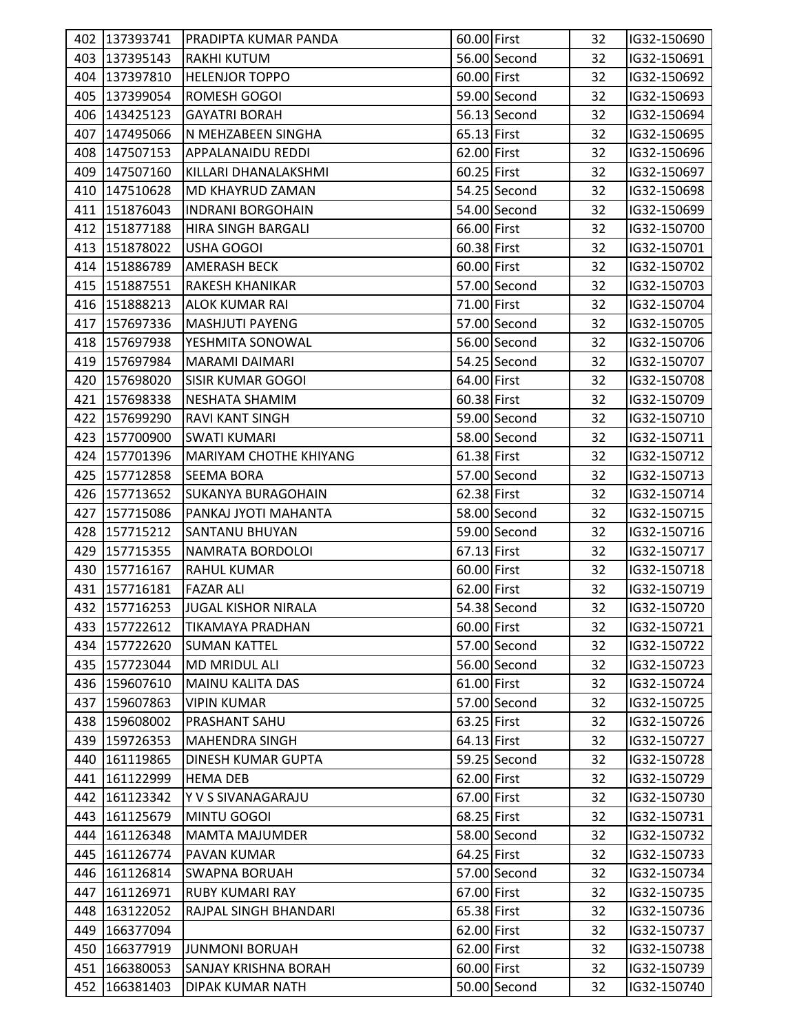| | | | | | | |
|---|---|---|---|---|---|---|
| 402 | 137393741 | PRADIPTA KUMAR PANDA | 60.00 | First | 32 | IG32-150690 |
| 403 | 137395143 | RAKHI KUTUM | 56.00 | Second | 32 | IG32-150691 |
| 404 | 137397810 | HELENJOR TOPPO | 60.00 | First | 32 | IG32-150692 |
| 405 | 137399054 | ROMESH GOGOI | 59.00 | Second | 32 | IG32-150693 |
| 406 | 143425123 | GAYATRI BORAH | 56.13 | Second | 32 | IG32-150694 |
| 407 | 147495066 | N MEHZABEEN SINGHA | 65.13 | First | 32 | IG32-150695 |
| 408 | 147507153 | APPALANAIDU REDDI | 62.00 | First | 32 | IG32-150696 |
| 409 | 147507160 | KILLARI DHANALAKSHMI | 60.25 | First | 32 | IG32-150697 |
| 410 | 147510628 | MD KHAYRUD ZAMAN | 54.25 | Second | 32 | IG32-150698 |
| 411 | 151876043 | INDRANI BORGOHAIN | 54.00 | Second | 32 | IG32-150699 |
| 412 | 151877188 | HIRA SINGH BARGALI | 66.00 | First | 32 | IG32-150700 |
| 413 | 151878022 | USHA GOGOI | 60.38 | First | 32 | IG32-150701 |
| 414 | 151886789 | AMERASH BECK | 60.00 | First | 32 | IG32-150702 |
| 415 | 151887551 | RAKESH KHANIKAR | 57.00 | Second | 32 | IG32-150703 |
| 416 | 151888213 | ALOK KUMAR RAI | 71.00 | First | 32 | IG32-150704 |
| 417 | 157697336 | MASHJUTI PAYENG | 57.00 | Second | 32 | IG32-150705 |
| 418 | 157697938 | YESHMITA SONOWAL | 56.00 | Second | 32 | IG32-150706 |
| 419 | 157697984 | MARAMI DAIMARI | 54.25 | Second | 32 | IG32-150707 |
| 420 | 157698020 | SISIR KUMAR GOGOI | 64.00 | First | 32 | IG32-150708 |
| 421 | 157698338 | NESHATA SHAMIM | 60.38 | First | 32 | IG32-150709 |
| 422 | 157699290 | RAVI KANT SINGH | 59.00 | Second | 32 | IG32-150710 |
| 423 | 157700900 | SWATI KUMARI | 58.00 | Second | 32 | IG32-150711 |
| 424 | 157701396 | MARIYAM CHOTHE KHIYANG | 61.38 | First | 32 | IG32-150712 |
| 425 | 157712858 | SEEMA BORA | 57.00 | Second | 32 | IG32-150713 |
| 426 | 157713652 | SUKANYA BURAGOHAIN | 62.38 | First | 32 | IG32-150714 |
| 427 | 157715086 | PANKAJ JYOTI MAHANTA | 58.00 | Second | 32 | IG32-150715 |
| 428 | 157715212 | SANTANU BHUYAN | 59.00 | Second | 32 | IG32-150716 |
| 429 | 157715355 | NAMRATA BORDOLOI | 67.13 | First | 32 | IG32-150717 |
| 430 | 157716167 | RAHUL KUMAR | 60.00 | First | 32 | IG32-150718 |
| 431 | 157716181 | FAZAR ALI | 62.00 | First | 32 | IG32-150719 |
| 432 | 157716253 | JUGAL KISHOR NIRALA | 54.38 | Second | 32 | IG32-150720 |
| 433 | 157722612 | TIKAMAYA PRADHAN | 60.00 | First | 32 | IG32-150721 |
| 434 | 157722620 | SUMAN KATTEL | 57.00 | Second | 32 | IG32-150722 |
| 435 | 157723044 | MD MRIDUL ALI | 56.00 | Second | 32 | IG32-150723 |
| 436 | 159607610 | MAINU KALITA DAS | 61.00 | First | 32 | IG32-150724 |
| 437 | 159607863 | VIPIN KUMAR | 57.00 | Second | 32 | IG32-150725 |
| 438 | 159608002 | PRASHANT SAHU | 63.25 | First | 32 | IG32-150726 |
| 439 | 159726353 | MAHENDRA SINGH | 64.13 | First | 32 | IG32-150727 |
| 440 | 161119865 | DINESH KUMAR GUPTA | 59.25 | Second | 32 | IG32-150728 |
| 441 | 161122999 | HEMA DEB | 62.00 | First | 32 | IG32-150729 |
| 442 | 161123342 | Y V S SIVANAGARAJU | 67.00 | First | 32 | IG32-150730 |
| 443 | 161125679 | MINTU GOGOI | 68.25 | First | 32 | IG32-150731 |
| 444 | 161126348 | MAMTA MAJUMDER | 58.00 | Second | 32 | IG32-150732 |
| 445 | 161126774 | PAVAN KUMAR | 64.25 | First | 32 | IG32-150733 |
| 446 | 161126814 | SWAPNA BORUAH | 57.00 | Second | 32 | IG32-150734 |
| 447 | 161126971 | RUBY KUMARI RAY | 67.00 | First | 32 | IG32-150735 |
| 448 | 163122052 | RAJPAL SINGH BHANDARI | 65.38 | First | 32 | IG32-150736 |
| 449 | 166377094 | | 62.00 | First | 32 | IG32-150737 |
| 450 | 166377919 | JUNMONI BORUAH | 62.00 | First | 32 | IG32-150738 |
| 451 | 166380053 | SANJAY KRISHNA BORAH | 60.00 | First | 32 | IG32-150739 |
| 452 | 166381403 | DIPAK KUMAR NATH | 50.00 | Second | 32 | IG32-150740 |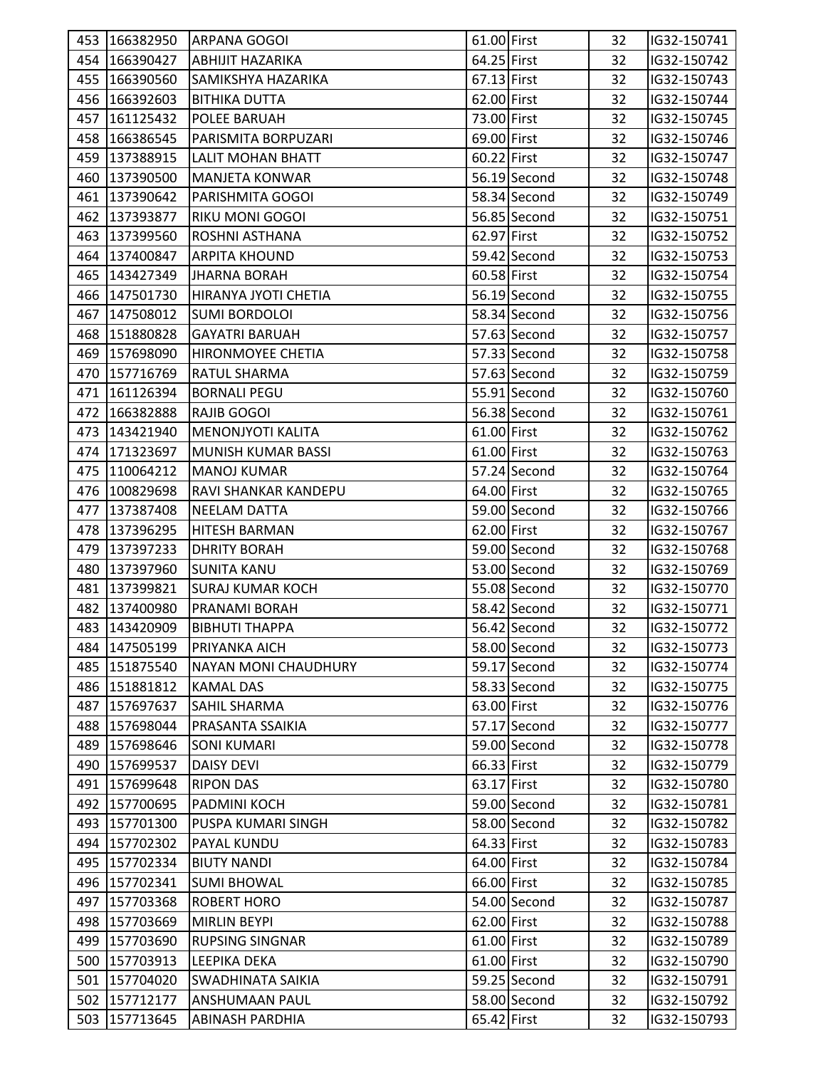| 453 | 166382950 | ARPANA GOGOI | 61.00 | First | 32 | IG32-150741 |
|---|---|---|---|---|---|---|
| 454 | 166390427 | ABHIJIT HAZARIKA | 64.25 | First | 32 | IG32-150742 |
| 455 | 166390560 | SAMIKSHYA HAZARIKA | 67.13 | First | 32 | IG32-150743 |
| 456 | 166392603 | BITHIKA DUTTA | 62.00 | First | 32 | IG32-150744 |
| 457 | 161125432 | POLEE BARUAH | 73.00 | First | 32 | IG32-150745 |
| 458 | 166386545 | PARISMITA BORPUZARI | 69.00 | First | 32 | IG32-150746 |
| 459 | 137388915 | LALIT MOHAN BHATT | 60.22 | First | 32 | IG32-150747 |
| 460 | 137390500 | MANJETA KONWAR | 56.19 | Second | 32 | IG32-150748 |
| 461 | 137390642 | PARISHMITA GOGOI | 58.34 | Second | 32 | IG32-150749 |
| 462 | 137393877 | RIKU MONI GOGOI | 56.85 | Second | 32 | IG32-150751 |
| 463 | 137399560 | ROSHNI ASTHANA | 62.97 | First | 32 | IG32-150752 |
| 464 | 137400847 | ARPITA KHOUND | 59.42 | Second | 32 | IG32-150753 |
| 465 | 143427349 | JHARNA BORAH | 60.58 | First | 32 | IG32-150754 |
| 466 | 147501730 | HIRANYA JYOTI CHETIA | 56.19 | Second | 32 | IG32-150755 |
| 467 | 147508012 | SUMI BORDOLOI | 58.34 | Second | 32 | IG32-150756 |
| 468 | 151880828 | GAYATRI BARUAH | 57.63 | Second | 32 | IG32-150757 |
| 469 | 157698090 | HIRONMOYEE CHETIA | 57.33 | Second | 32 | IG32-150758 |
| 470 | 157716769 | RATUL SHARMA | 57.63 | Second | 32 | IG32-150759 |
| 471 | 161126394 | BORNALI PEGU | 55.91 | Second | 32 | IG32-150760 |
| 472 | 166382888 | RAJIB GOGOI | 56.38 | Second | 32 | IG32-150761 |
| 473 | 143421940 | MENONJYOTI KALITA | 61.00 | First | 32 | IG32-150762 |
| 474 | 171323697 | MUNISH KUMAR BASSI | 61.00 | First | 32 | IG32-150763 |
| 475 | 110064212 | MANOJ KUMAR | 57.24 | Second | 32 | IG32-150764 |
| 476 | 100829698 | RAVI SHANKAR KANDEPU | 64.00 | First | 32 | IG32-150765 |
| 477 | 137387408 | NEELAM DATTA | 59.00 | Second | 32 | IG32-150766 |
| 478 | 137396295 | HITESH BARMAN | 62.00 | First | 32 | IG32-150767 |
| 479 | 137397233 | DHRITY BORAH | 59.00 | Second | 32 | IG32-150768 |
| 480 | 137397960 | SUNITA KANU | 53.00 | Second | 32 | IG32-150769 |
| 481 | 137399821 | SURAJ KUMAR KOCH | 55.08 | Second | 32 | IG32-150770 |
| 482 | 137400980 | PRANAMI BORAH | 58.42 | Second | 32 | IG32-150771 |
| 483 | 143420909 | BIBHUTI THAPPA | 56.42 | Second | 32 | IG32-150772 |
| 484 | 147505199 | PRIYANKA AICH | 58.00 | Second | 32 | IG32-150773 |
| 485 | 151875540 | NAYAN MONI CHAUDHURY | 59.17 | Second | 32 | IG32-150774 |
| 486 | 151881812 | KAMAL DAS | 58.33 | Second | 32 | IG32-150775 |
| 487 | 157697637 | SAHIL SHARMA | 63.00 | First | 32 | IG32-150776 |
| 488 | 157698044 | PRASANTA SSAIKIA | 57.17 | Second | 32 | IG32-150777 |
| 489 | 157698646 | SONI KUMARI | 59.00 | Second | 32 | IG32-150778 |
| 490 | 157699537 | DAISY DEVI | 66.33 | First | 32 | IG32-150779 |
| 491 | 157699648 | RIPON DAS | 63.17 | First | 32 | IG32-150780 |
| 492 | 157700695 | PADMINI KOCH | 59.00 | Second | 32 | IG32-150781 |
| 493 | 157701300 | PUSPA KUMARI SINGH | 58.00 | Second | 32 | IG32-150782 |
| 494 | 157702302 | PAYAL KUNDU | 64.33 | First | 32 | IG32-150783 |
| 495 | 157702334 | BIUTY NANDI | 64.00 | First | 32 | IG32-150784 |
| 496 | 157702341 | SUMI BHOWAL | 66.00 | First | 32 | IG32-150785 |
| 497 | 157703368 | ROBERT HORO | 54.00 | Second | 32 | IG32-150787 |
| 498 | 157703669 | MIRLIN BEYPI | 62.00 | First | 32 | IG32-150788 |
| 499 | 157703690 | RUPSING SINGNAR | 61.00 | First | 32 | IG32-150789 |
| 500 | 157703913 | LEEPIKA DEKA | 61.00 | First | 32 | IG32-150790 |
| 501 | 157704020 | SWADHINATA SAIKIA | 59.25 | Second | 32 | IG32-150791 |
| 502 | 157712177 | ANSHUMAAN PAUL | 58.00 | Second | 32 | IG32-150792 |
| 503 | 157713645 | ABINASH PARDHIA | 65.42 | First | 32 | IG32-150793 |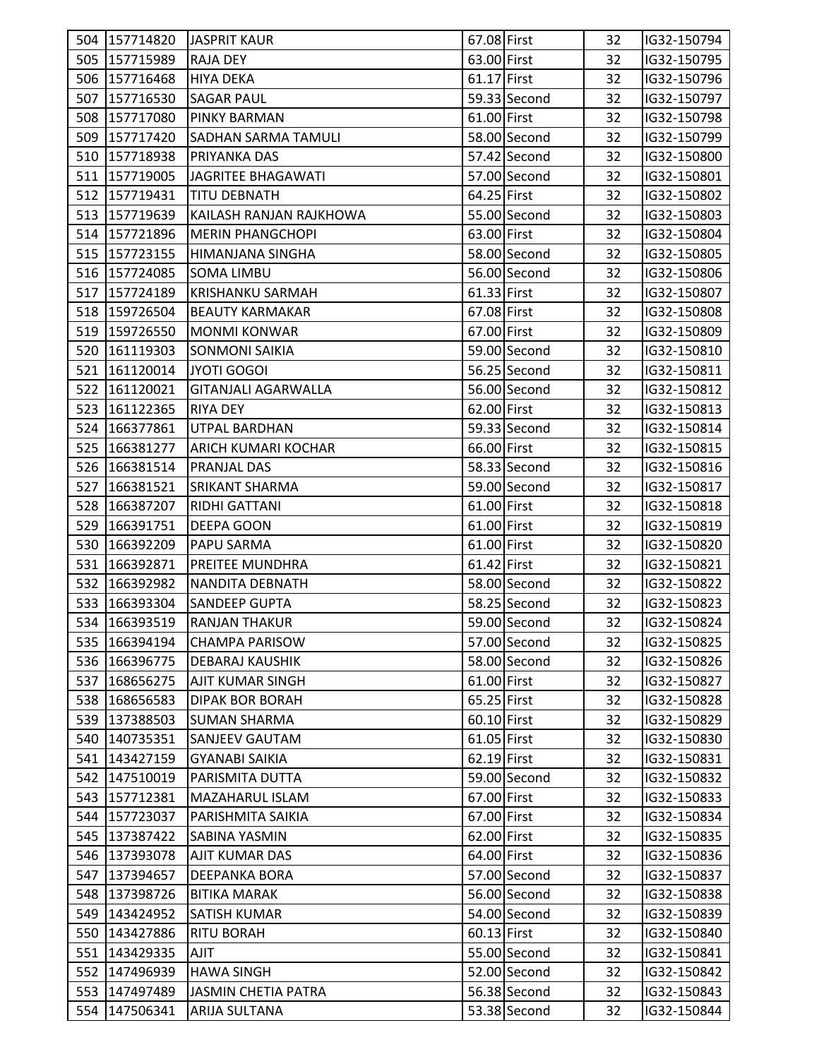| 504 | 157714820 | JASPRIT KAUR | 67.08 | First | 32 | IG32-150794 |
|---|---|---|---|---|---|---|
| 505 | 157715989 | RAJA DEY | 63.00 | First | 32 | IG32-150795 |
| 506 | 157716468 | HIYA DEKA | 61.17 | First | 32 | IG32-150796 |
| 507 | 157716530 | SAGAR PAUL | 59.33 | Second | 32 | IG32-150797 |
| 508 | 157717080 | PINKY BARMAN | 61.00 | First | 32 | IG32-150798 |
| 509 | 157717420 | SADHAN SARMA TAMULI | 58.00 | Second | 32 | IG32-150799 |
| 510 | 157718938 | PRIYANKA DAS | 57.42 | Second | 32 | IG32-150800 |
| 511 | 157719005 | JAGRITEE BHAGAWATI | 57.00 | Second | 32 | IG32-150801 |
| 512 | 157719431 | TITU DEBNATH | 64.25 | First | 32 | IG32-150802 |
| 513 | 157719639 | KAILASH RANJAN RAJKHOWA | 55.00 | Second | 32 | IG32-150803 |
| 514 | 157721896 | MERIN PHANGCHOPI | 63.00 | First | 32 | IG32-150804 |
| 515 | 157723155 | HIMANJANA SINGHA | 58.00 | Second | 32 | IG32-150805 |
| 516 | 157724085 | SOMA LIMBU | 56.00 | Second | 32 | IG32-150806 |
| 517 | 157724189 | KRISHANKU SARMAH | 61.33 | First | 32 | IG32-150807 |
| 518 | 159726504 | BEAUTY KARMAKAR | 67.08 | First | 32 | IG32-150808 |
| 519 | 159726550 | MONMI KONWAR | 67.00 | First | 32 | IG32-150809 |
| 520 | 161119303 | SONMONI SAIKIA | 59.00 | Second | 32 | IG32-150810 |
| 521 | 161120014 | JYOTI GOGOI | 56.25 | Second | 32 | IG32-150811 |
| 522 | 161120021 | GITANJALI AGARWALLA | 56.00 | Second | 32 | IG32-150812 |
| 523 | 161122365 | RIYA DEY | 62.00 | First | 32 | IG32-150813 |
| 524 | 166377861 | UTPAL BARDHAN | 59.33 | Second | 32 | IG32-150814 |
| 525 | 166381277 | ARICH KUMARI KOCHAR | 66.00 | First | 32 | IG32-150815 |
| 526 | 166381514 | PRANJAL DAS | 58.33 | Second | 32 | IG32-150816 |
| 527 | 166381521 | SRIKANT SHARMA | 59.00 | Second | 32 | IG32-150817 |
| 528 | 166387207 | RIDHI GATTANI | 61.00 | First | 32 | IG32-150818 |
| 529 | 166391751 | DEEPA GOON | 61.00 | First | 32 | IG32-150819 |
| 530 | 166392209 | PAPU SARMA | 61.00 | First | 32 | IG32-150820 |
| 531 | 166392871 | PREITEE MUNDHRA | 61.42 | First | 32 | IG32-150821 |
| 532 | 166392982 | NANDITA DEBNATH | 58.00 | Second | 32 | IG32-150822 |
| 533 | 166393304 | SANDEEP GUPTA | 58.25 | Second | 32 | IG32-150823 |
| 534 | 166393519 | RANJAN THAKUR | 59.00 | Second | 32 | IG32-150824 |
| 535 | 166394194 | CHAMPA PARISOW | 57.00 | Second | 32 | IG32-150825 |
| 536 | 166396775 | DEBARAJ KAUSHIK | 58.00 | Second | 32 | IG32-150826 |
| 537 | 168656275 | AJIT KUMAR SINGH | 61.00 | First | 32 | IG32-150827 |
| 538 | 168656583 | DIPAK BOR BORAH | 65.25 | First | 32 | IG32-150828 |
| 539 | 137388503 | SUMAN SHARMA | 60.10 | First | 32 | IG32-150829 |
| 540 | 140735351 | SANJEEV GAUTAM | 61.05 | First | 32 | IG32-150830 |
| 541 | 143427159 | GYANABI SAIKIA | 62.19 | First | 32 | IG32-150831 |
| 542 | 147510019 | PARISMITA DUTTA | 59.00 | Second | 32 | IG32-150832 |
| 543 | 157712381 | MAZAHARUL ISLAM | 67.00 | First | 32 | IG32-150833 |
| 544 | 157723037 | PARISHMITA SAIKIA | 67.00 | First | 32 | IG32-150834 |
| 545 | 137387422 | SABINA YASMIN | 62.00 | First | 32 | IG32-150835 |
| 546 | 137393078 | AJIT KUMAR DAS | 64.00 | First | 32 | IG32-150836 |
| 547 | 137394657 | DEEPANKA BORA | 57.00 | Second | 32 | IG32-150837 |
| 548 | 137398726 | BITIKA MARAK | 56.00 | Second | 32 | IG32-150838 |
| 549 | 143424952 | SATISH KUMAR | 54.00 | Second | 32 | IG32-150839 |
| 550 | 143427886 | RITU BORAH | 60.13 | First | 32 | IG32-150840 |
| 551 | 143429335 | AJIT | 55.00 | Second | 32 | IG32-150841 |
| 552 | 147496939 | HAWA SINGH | 52.00 | Second | 32 | IG32-150842 |
| 553 | 147497489 | JASMIN CHETIA PATRA | 56.38 | Second | 32 | IG32-150843 |
| 554 | 147506341 | ARIJA SULTANA | 53.38 | Second | 32 | IG32-150844 |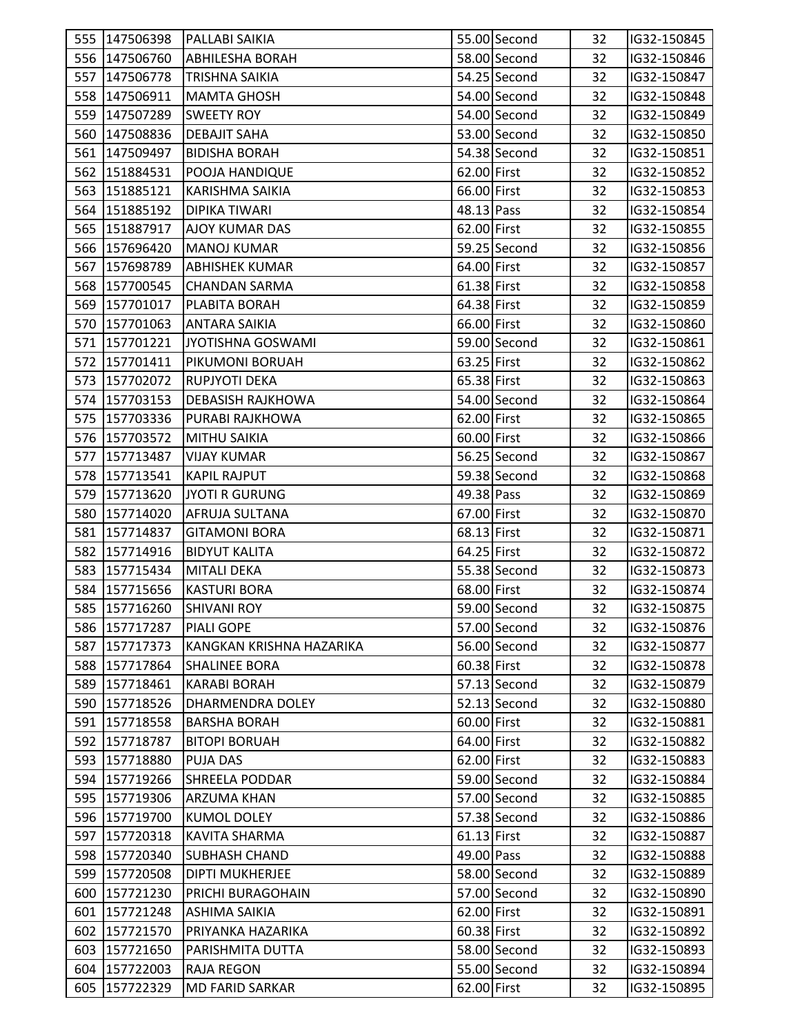| 555 | 147506398 | PALLABI SAIKIA | 55.00 | Second | 32 | IG32-150845 |
|---|---|---|---|---|---|---|
| 556 | 147506760 | ABHILESHA BORAH | 58.00 | Second | 32 | IG32-150846 |
| 557 | 147506778 | TRISHNA SAIKIA | 54.25 | Second | 32 | IG32-150847 |
| 558 | 147506911 | MAMTA GHOSH | 54.00 | Second | 32 | IG32-150848 |
| 559 | 147507289 | SWEETY ROY | 54.00 | Second | 32 | IG32-150849 |
| 560 | 147508836 | DEBAJIT SAHA | 53.00 | Second | 32 | IG32-150850 |
| 561 | 147509497 | BIDISHA BORAH | 54.38 | Second | 32 | IG32-150851 |
| 562 | 151884531 | POOJA HANDIQUE | 62.00 | First | 32 | IG32-150852 |
| 563 | 151885121 | KARISHMA SAIKIA | 66.00 | First | 32 | IG32-150853 |
| 564 | 151885192 | DIPIKA TIWARI | 48.13 | Pass | 32 | IG32-150854 |
| 565 | 151887917 | AJOY KUMAR DAS | 62.00 | First | 32 | IG32-150855 |
| 566 | 157696420 | MANOJ KUMAR | 59.25 | Second | 32 | IG32-150856 |
| 567 | 157698789 | ABHISHEK KUMAR | 64.00 | First | 32 | IG32-150857 |
| 568 | 157700545 | CHANDAN SARMA | 61.38 | First | 32 | IG32-150858 |
| 569 | 157701017 | PLABITA BORAH | 64.38 | First | 32 | IG32-150859 |
| 570 | 157701063 | ANTARA SAIKIA | 66.00 | First | 32 | IG32-150860 |
| 571 | 157701221 | JYOTISHNA GOSWAMI | 59.00 | Second | 32 | IG32-150861 |
| 572 | 157701411 | PIKUMONI BORUAH | 63.25 | First | 32 | IG32-150862 |
| 573 | 157702072 | RUPJYOTI DEKA | 65.38 | First | 32 | IG32-150863 |
| 574 | 157703153 | DEBASISH RAJKHOWA | 54.00 | Second | 32 | IG32-150864 |
| 575 | 157703336 | PURABI RAJKHOWA | 62.00 | First | 32 | IG32-150865 |
| 576 | 157703572 | MITHU SAIKIA | 60.00 | First | 32 | IG32-150866 |
| 577 | 157713487 | VIJAY KUMAR | 56.25 | Second | 32 | IG32-150867 |
| 578 | 157713541 | KAPIL RAJPUT | 59.38 | Second | 32 | IG32-150868 |
| 579 | 157713620 | JYOTI R GURUNG | 49.38 | Pass | 32 | IG32-150869 |
| 580 | 157714020 | AFRUJA SULTANA | 67.00 | First | 32 | IG32-150870 |
| 581 | 157714837 | GITAMONI BORA | 68.13 | First | 32 | IG32-150871 |
| 582 | 157714916 | BIDYUT KALITA | 64.25 | First | 32 | IG32-150872 |
| 583 | 157715434 | MITALI DEKA | 55.38 | Second | 32 | IG32-150873 |
| 584 | 157715656 | KASTURI BORA | 68.00 | First | 32 | IG32-150874 |
| 585 | 157716260 | SHIVANI ROY | 59.00 | Second | 32 | IG32-150875 |
| 586 | 157717287 | PIALI GOPE | 57.00 | Second | 32 | IG32-150876 |
| 587 | 157717373 | KANGKAN KRISHNA HAZARIKA | 56.00 | Second | 32 | IG32-150877 |
| 588 | 157717864 | SHALINEE BORA | 60.38 | First | 32 | IG32-150878 |
| 589 | 157718461 | KARABI BORAH | 57.13 | Second | 32 | IG32-150879 |
| 590 | 157718526 | DHARMENDRA DOLEY | 52.13 | Second | 32 | IG32-150880 |
| 591 | 157718558 | BARSHA BORAH | 60.00 | First | 32 | IG32-150881 |
| 592 | 157718787 | BITOPI BORUAH | 64.00 | First | 32 | IG32-150882 |
| 593 | 157718880 | PUJA DAS | 62.00 | First | 32 | IG32-150883 |
| 594 | 157719266 | SHREELA PODDAR | 59.00 | Second | 32 | IG32-150884 |
| 595 | 157719306 | ARZUMA KHAN | 57.00 | Second | 32 | IG32-150885 |
| 596 | 157719700 | KUMOL DOLEY | 57.38 | Second | 32 | IG32-150886 |
| 597 | 157720318 | KAVITA SHARMA | 61.13 | First | 32 | IG32-150887 |
| 598 | 157720340 | SUBHASH CHAND | 49.00 | Pass | 32 | IG32-150888 |
| 599 | 157720508 | DIPTI MUKHERJEE | 58.00 | Second | 32 | IG32-150889 |
| 600 | 157721230 | PRICHI BURAGOHAIN | 57.00 | Second | 32 | IG32-150890 |
| 601 | 157721248 | ASHIMA SAIKIA | 62.00 | First | 32 | IG32-150891 |
| 602 | 157721570 | PRIYANKA HAZARIKA | 60.38 | First | 32 | IG32-150892 |
| 603 | 157721650 | PARISHMITA DUTTA | 58.00 | Second | 32 | IG32-150893 |
| 604 | 157722003 | RAJA REGON | 55.00 | Second | 32 | IG32-150894 |
| 605 | 157722329 | MD FARID SARKAR | 62.00 | First | 32 | IG32-150895 |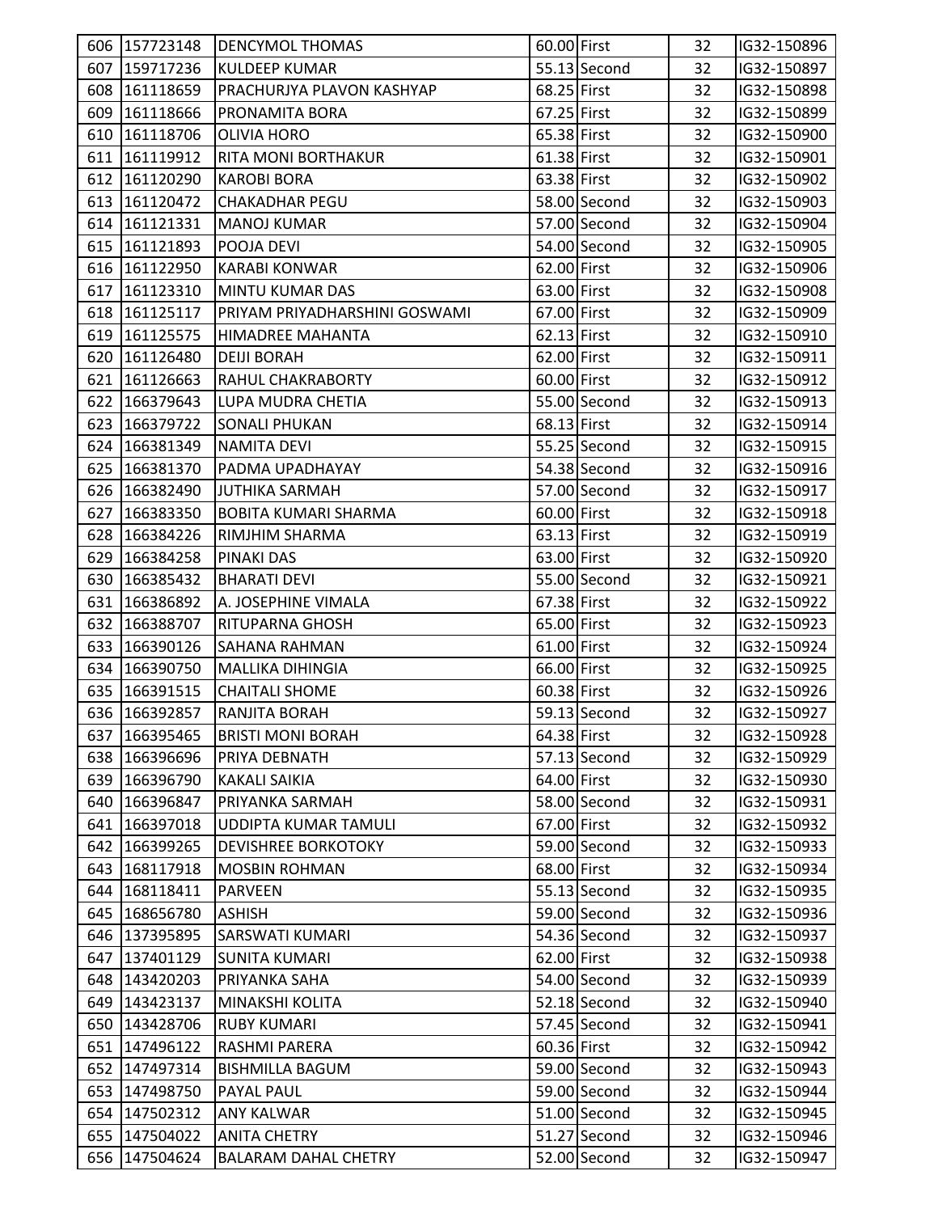| | | | | | | |
|---|---|---|---|---|---|---|
| 606 | 157723148 | DENCYMOL THOMAS | 60.00 | First | 32 | IG32-150896 |
| 607 | 159717236 | KULDEEP KUMAR | 55.13 | Second | 32 | IG32-150897 |
| 608 | 161118659 | PRACHURJYA PLAVON KASHYAP | 68.25 | First | 32 | IG32-150898 |
| 609 | 161118666 | PRONAMITA BORA | 67.25 | First | 32 | IG32-150899 |
| 610 | 161118706 | OLIVIA HORO | 65.38 | First | 32 | IG32-150900 |
| 611 | 161119912 | RITA MONI BORTHAKUR | 61.38 | First | 32 | IG32-150901 |
| 612 | 161120290 | KAROBI BORA | 63.38 | First | 32 | IG32-150902 |
| 613 | 161120472 | CHAKADHAR PEGU | 58.00 | Second | 32 | IG32-150903 |
| 614 | 161121331 | MANOJ KUMAR | 57.00 | Second | 32 | IG32-150904 |
| 615 | 161121893 | POOJA DEVI | 54.00 | Second | 32 | IG32-150905 |
| 616 | 161122950 | KARABI KONWAR | 62.00 | First | 32 | IG32-150906 |
| 617 | 161123310 | MINTU KUMAR DAS | 63.00 | First | 32 | IG32-150908 |
| 618 | 161125117 | PRIYAM PRIYADHARSHINI GOSWAMI | 67.00 | First | 32 | IG32-150909 |
| 619 | 161125575 | HIMADREE MAHANTA | 62.13 | First | 32 | IG32-150910 |
| 620 | 161126480 | DEIJI BORAH | 62.00 | First | 32 | IG32-150911 |
| 621 | 161126663 | RAHUL CHAKRABORTY | 60.00 | First | 32 | IG32-150912 |
| 622 | 166379643 | LUPA MUDRA CHETIA | 55.00 | Second | 32 | IG32-150913 |
| 623 | 166379722 | SONALI PHUKAN | 68.13 | First | 32 | IG32-150914 |
| 624 | 166381349 | NAMITA DEVI | 55.25 | Second | 32 | IG32-150915 |
| 625 | 166381370 | PADMA UPADHAYAY | 54.38 | Second | 32 | IG32-150916 |
| 626 | 166382490 | JUTHIKA SARMAH | 57.00 | Second | 32 | IG32-150917 |
| 627 | 166383350 | BOBITA KUMARI SHARMA | 60.00 | First | 32 | IG32-150918 |
| 628 | 166384226 | RIMJHIM SHARMA | 63.13 | First | 32 | IG32-150919 |
| 629 | 166384258 | PINAKI DAS | 63.00 | First | 32 | IG32-150920 |
| 630 | 166385432 | BHARATI DEVI | 55.00 | Second | 32 | IG32-150921 |
| 631 | 166386892 | A. JOSEPHINE VIMALA | 67.38 | First | 32 | IG32-150922 |
| 632 | 166388707 | RITUPARNA GHOSH | 65.00 | First | 32 | IG32-150923 |
| 633 | 166390126 | SAHANA RAHMAN | 61.00 | First | 32 | IG32-150924 |
| 634 | 166390750 | MALLIKA DIHINGIA | 66.00 | First | 32 | IG32-150925 |
| 635 | 166391515 | CHAITALI SHOME | 60.38 | First | 32 | IG32-150926 |
| 636 | 166392857 | RANJITA BORAH | 59.13 | Second | 32 | IG32-150927 |
| 637 | 166395465 | BRISTI MONI BORAH | 64.38 | First | 32 | IG32-150928 |
| 638 | 166396696 | PRIYA DEBNATH | 57.13 | Second | 32 | IG32-150929 |
| 639 | 166396790 | KAKALI SAIKIA | 64.00 | First | 32 | IG32-150930 |
| 640 | 166396847 | PRIYANKA SARMAH | 58.00 | Second | 32 | IG32-150931 |
| 641 | 166397018 | UDDIPTA KUMAR TAMULI | 67.00 | First | 32 | IG32-150932 |
| 642 | 166399265 | DEVISHREE BORKOTOKY | 59.00 | Second | 32 | IG32-150933 |
| 643 | 168117918 | MOSBIN ROHMAN | 68.00 | First | 32 | IG32-150934 |
| 644 | 168118411 | PARVEEN | 55.13 | Second | 32 | IG32-150935 |
| 645 | 168656780 | ASHISH | 59.00 | Second | 32 | IG32-150936 |
| 646 | 137395895 | SARSWATI KUMARI | 54.36 | Second | 32 | IG32-150937 |
| 647 | 137401129 | SUNITA KUMARI | 62.00 | First | 32 | IG32-150938 |
| 648 | 143420203 | PRIYANKA SAHA | 54.00 | Second | 32 | IG32-150939 |
| 649 | 143423137 | MINAKSHI KOLITA | 52.18 | Second | 32 | IG32-150940 |
| 650 | 143428706 | RUBY KUMARI | 57.45 | Second | 32 | IG32-150941 |
| 651 | 147496122 | RASHMI PARERA | 60.36 | First | 32 | IG32-150942 |
| 652 | 147497314 | BISHMILLA BAGUM | 59.00 | Second | 32 | IG32-150943 |
| 653 | 147498750 | PAYAL PAUL | 59.00 | Second | 32 | IG32-150944 |
| 654 | 147502312 | ANY KALWAR | 51.00 | Second | 32 | IG32-150945 |
| 655 | 147504022 | ANITA CHETRY | 51.27 | Second | 32 | IG32-150946 |
| 656 | 147504624 | BALARAM DAHAL CHETRY | 52.00 | Second | 32 | IG32-150947 |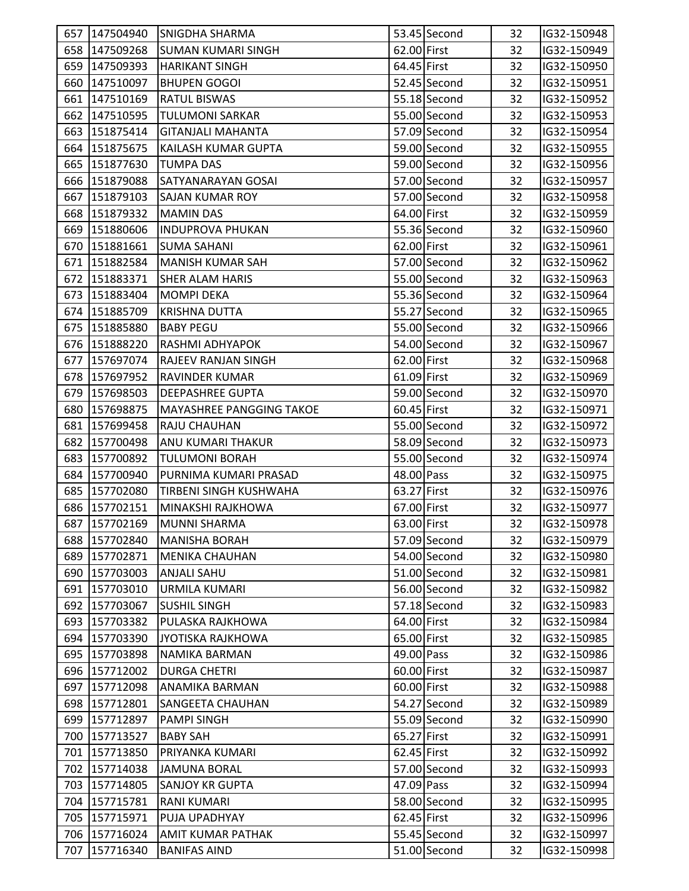| 657 | 147504940 | SNIGDHA SHARMA | 53.45 | Second | 32 | IG32-150948 |
|---|---|---|---|---|---|---|
| 658 | 147509268 | SUMAN KUMARI SINGH | 62.00 | First | 32 | IG32-150949 |
| 659 | 147509393 | HARIKANT SINGH | 64.45 | First | 32 | IG32-150950 |
| 660 | 147510097 | BHUPEN GOGOI | 52.45 | Second | 32 | IG32-150951 |
| 661 | 147510169 | RATUL BISWAS | 55.18 | Second | 32 | IG32-150952 |
| 662 | 147510595 | TULUMONI SARKAR | 55.00 | Second | 32 | IG32-150953 |
| 663 | 151875414 | GITANJALI MAHANTA | 57.09 | Second | 32 | IG32-150954 |
| 664 | 151875675 | KAILASH KUMAR GUPTA | 59.00 | Second | 32 | IG32-150955 |
| 665 | 151877630 | TUMPA DAS | 59.00 | Second | 32 | IG32-150956 |
| 666 | 151879088 | SATYANARAYAN GOSAI | 57.00 | Second | 32 | IG32-150957 |
| 667 | 151879103 | SAJAN KUMAR ROY | 57.00 | Second | 32 | IG32-150958 |
| 668 | 151879332 | MAMIN DAS | 64.00 | First | 32 | IG32-150959 |
| 669 | 151880606 | INDUPROVA PHUKAN | 55.36 | Second | 32 | IG32-150960 |
| 670 | 151881661 | SUMA SAHANI | 62.00 | First | 32 | IG32-150961 |
| 671 | 151882584 | MANISH KUMAR SAH | 57.00 | Second | 32 | IG32-150962 |
| 672 | 151883371 | SHER ALAM HARIS | 55.00 | Second | 32 | IG32-150963 |
| 673 | 151883404 | MOMPI DEKA | 55.36 | Second | 32 | IG32-150964 |
| 674 | 151885709 | KRISHNA DUTTA | 55.27 | Second | 32 | IG32-150965 |
| 675 | 151885880 | BABY PEGU | 55.00 | Second | 32 | IG32-150966 |
| 676 | 151888220 | RASHMI ADHYAPOK | 54.00 | Second | 32 | IG32-150967 |
| 677 | 157697074 | RAJEEV RANJAN SINGH | 62.00 | First | 32 | IG32-150968 |
| 678 | 157697952 | RAVINDER KUMAR | 61.09 | First | 32 | IG32-150969 |
| 679 | 157698503 | DEEPASHREE GUPTA | 59.00 | Second | 32 | IG32-150970 |
| 680 | 157698875 | MAYASHREE PANGGING TAKOE | 60.45 | First | 32 | IG32-150971 |
| 681 | 157699458 | RAJU CHAUHAN | 55.00 | Second | 32 | IG32-150972 |
| 682 | 157700498 | ANU KUMARI THAKUR | 58.09 | Second | 32 | IG32-150973 |
| 683 | 157700892 | TULUMONI BORAH | 55.00 | Second | 32 | IG32-150974 |
| 684 | 157700940 | PURNIMA KUMARI PRASAD | 48.00 | Pass | 32 | IG32-150975 |
| 685 | 157702080 | TIRBENI SINGH KUSHWAHA | 63.27 | First | 32 | IG32-150976 |
| 686 | 157702151 | MINAKSHI RAJKHOWA | 67.00 | First | 32 | IG32-150977 |
| 687 | 157702169 | MUNNI SHARMA | 63.00 | First | 32 | IG32-150978 |
| 688 | 157702840 | MANISHA BORAH | 57.09 | Second | 32 | IG32-150979 |
| 689 | 157702871 | MENIKA CHAUHAN | 54.00 | Second | 32 | IG32-150980 |
| 690 | 157703003 | ANJALI SAHU | 51.00 | Second | 32 | IG32-150981 |
| 691 | 157703010 | URMILA KUMARI | 56.00 | Second | 32 | IG32-150982 |
| 692 | 157703067 | SUSHIL SINGH | 57.18 | Second | 32 | IG32-150983 |
| 693 | 157703382 | PULASKA RAJKHOWA | 64.00 | First | 32 | IG32-150984 |
| 694 | 157703390 | JYOTISKA RAJKHOWA | 65.00 | First | 32 | IG32-150985 |
| 695 | 157703898 | NAMIKA BARMAN | 49.00 | Pass | 32 | IG32-150986 |
| 696 | 157712002 | DURGA CHETRI | 60.00 | First | 32 | IG32-150987 |
| 697 | 157712098 | ANAMIKA BARMAN | 60.00 | First | 32 | IG32-150988 |
| 698 | 157712801 | SANGEETA CHAUHAN | 54.27 | Second | 32 | IG32-150989 |
| 699 | 157712897 | PAMPI SINGH | 55.09 | Second | 32 | IG32-150990 |
| 700 | 157713527 | BABY SAH | 65.27 | First | 32 | IG32-150991 |
| 701 | 157713850 | PRIYANKA KUMARI | 62.45 | First | 32 | IG32-150992 |
| 702 | 157714038 | JAMUNA BORAL | 57.00 | Second | 32 | IG32-150993 |
| 703 | 157714805 | SANJOY KR GUPTA | 47.09 | Pass | 32 | IG32-150994 |
| 704 | 157715781 | RANI KUMARI | 58.00 | Second | 32 | IG32-150995 |
| 705 | 157715971 | PUJA UPADHYAY | 62.45 | First | 32 | IG32-150996 |
| 706 | 157716024 | AMIT KUMAR PATHAK | 55.45 | Second | 32 | IG32-150997 |
| 707 | 157716340 | BANIFAS AIND | 51.00 | Second | 32 | IG32-150998 |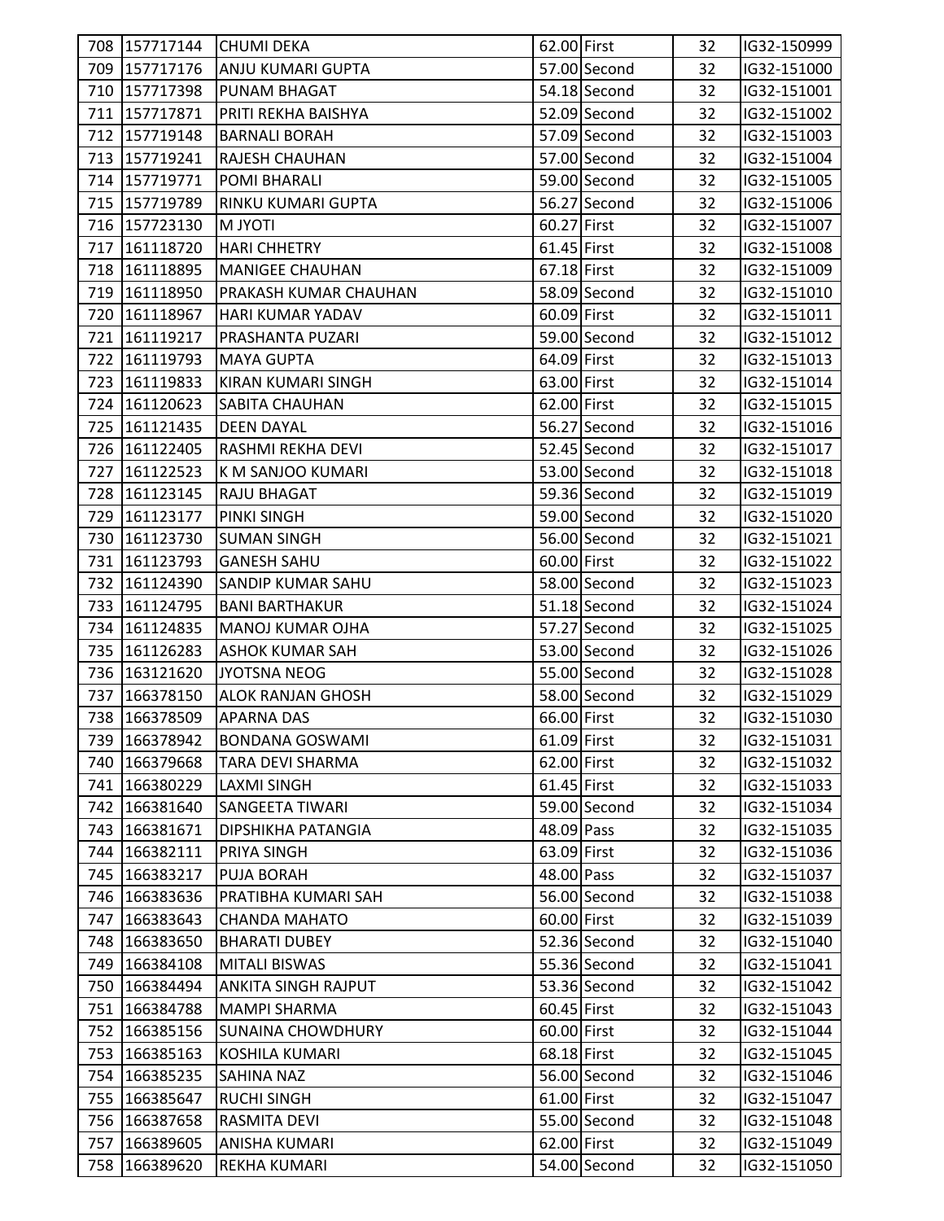| | | | | | | |
|---|---|---|---|---|---|---|
| 708 | 157717144 | CHUMI DEKA | 62.00 | First | 32 | IG32-150999 |
| 709 | 157717176 | ANJU KUMARI GUPTA | 57.00 | Second | 32 | IG32-151000 |
| 710 | 157717398 | PUNAM BHAGAT | 54.18 | Second | 32 | IG32-151001 |
| 711 | 157717871 | PRITI REKHA BAISHYA | 52.09 | Second | 32 | IG32-151002 |
| 712 | 157719148 | BARNALI BORAH | 57.09 | Second | 32 | IG32-151003 |
| 713 | 157719241 | RAJESH CHAUHAN | 57.00 | Second | 32 | IG32-151004 |
| 714 | 157719771 | POMI BHARALI | 59.00 | Second | 32 | IG32-151005 |
| 715 | 157719789 | RINKU KUMARI GUPTA | 56.27 | Second | 32 | IG32-151006 |
| 716 | 157723130 | M JYOTI | 60.27 | First | 32 | IG32-151007 |
| 717 | 161118720 | HARI CHHETRY | 61.45 | First | 32 | IG32-151008 |
| 718 | 161118895 | MANIGEE CHAUHAN | 67.18 | First | 32 | IG32-151009 |
| 719 | 161118950 | PRAKASH KUMAR CHAUHAN | 58.09 | Second | 32 | IG32-151010 |
| 720 | 161118967 | HARI KUMAR YADAV | 60.09 | First | 32 | IG32-151011 |
| 721 | 161119217 | PRASHANTA PUZARI | 59.00 | Second | 32 | IG32-151012 |
| 722 | 161119793 | MAYA GUPTA | 64.09 | First | 32 | IG32-151013 |
| 723 | 161119833 | KIRAN KUMARI SINGH | 63.00 | First | 32 | IG32-151014 |
| 724 | 161120623 | SABITA CHAUHAN | 62.00 | First | 32 | IG32-151015 |
| 725 | 161121435 | DEEN DAYAL | 56.27 | Second | 32 | IG32-151016 |
| 726 | 161122405 | RASHMI REKHA DEVI | 52.45 | Second | 32 | IG32-151017 |
| 727 | 161122523 | K M SANJOO KUMARI | 53.00 | Second | 32 | IG32-151018 |
| 728 | 161123145 | RAJU BHAGAT | 59.36 | Second | 32 | IG32-151019 |
| 729 | 161123177 | PINKI SINGH | 59.00 | Second | 32 | IG32-151020 |
| 730 | 161123730 | SUMAN SINGH | 56.00 | Second | 32 | IG32-151021 |
| 731 | 161123793 | GANESH SAHU | 60.00 | First | 32 | IG32-151022 |
| 732 | 161124390 | SANDIP KUMAR SAHU | 58.00 | Second | 32 | IG32-151023 |
| 733 | 161124795 | BANI BARTHAKUR | 51.18 | Second | 32 | IG32-151024 |
| 734 | 161124835 | MANOJ KUMAR OJHA | 57.27 | Second | 32 | IG32-151025 |
| 735 | 161126283 | ASHOK KUMAR SAH | 53.00 | Second | 32 | IG32-151026 |
| 736 | 163121620 | JYOTSNA NEOG | 55.00 | Second | 32 | IG32-151028 |
| 737 | 166378150 | ALOK RANJAN GHOSH | 58.00 | Second | 32 | IG32-151029 |
| 738 | 166378509 | APARNA DAS | 66.00 | First | 32 | IG32-151030 |
| 739 | 166378942 | BONDANA GOSWAMI | 61.09 | First | 32 | IG32-151031 |
| 740 | 166379668 | TARA DEVI SHARMA | 62.00 | First | 32 | IG32-151032 |
| 741 | 166380229 | LAXMI SINGH | 61.45 | First | 32 | IG32-151033 |
| 742 | 166381640 | SANGEETA TIWARI | 59.00 | Second | 32 | IG32-151034 |
| 743 | 166381671 | DIPSHIKHA PATANGIA | 48.09 | Pass | 32 | IG32-151035 |
| 744 | 166382111 | PRIYA SINGH | 63.09 | First | 32 | IG32-151036 |
| 745 | 166383217 | PUJA BORAH | 48.00 | Pass | 32 | IG32-151037 |
| 746 | 166383636 | PRATIBHA KUMARI SAH | 56.00 | Second | 32 | IG32-151038 |
| 747 | 166383643 | CHANDA MAHATO | 60.00 | First | 32 | IG32-151039 |
| 748 | 166383650 | BHARATI DUBEY | 52.36 | Second | 32 | IG32-151040 |
| 749 | 166384108 | MITALI BISWAS | 55.36 | Second | 32 | IG32-151041 |
| 750 | 166384494 | ANKITA SINGH RAJPUT | 53.36 | Second | 32 | IG32-151042 |
| 751 | 166384788 | MAMPI SHARMA | 60.45 | First | 32 | IG32-151043 |
| 752 | 166385156 | SUNAINA CHOWDHURY | 60.00 | First | 32 | IG32-151044 |
| 753 | 166385163 | KOSHILA KUMARI | 68.18 | First | 32 | IG32-151045 |
| 754 | 166385235 | SAHINA NAZ | 56.00 | Second | 32 | IG32-151046 |
| 755 | 166385647 | RUCHI SINGH | 61.00 | First | 32 | IG32-151047 |
| 756 | 166387658 | RASMITA DEVI | 55.00 | Second | 32 | IG32-151048 |
| 757 | 166389605 | ANISHA KUMARI | 62.00 | First | 32 | IG32-151049 |
| 758 | 166389620 | REKHA KUMARI | 54.00 | Second | 32 | IG32-151050 |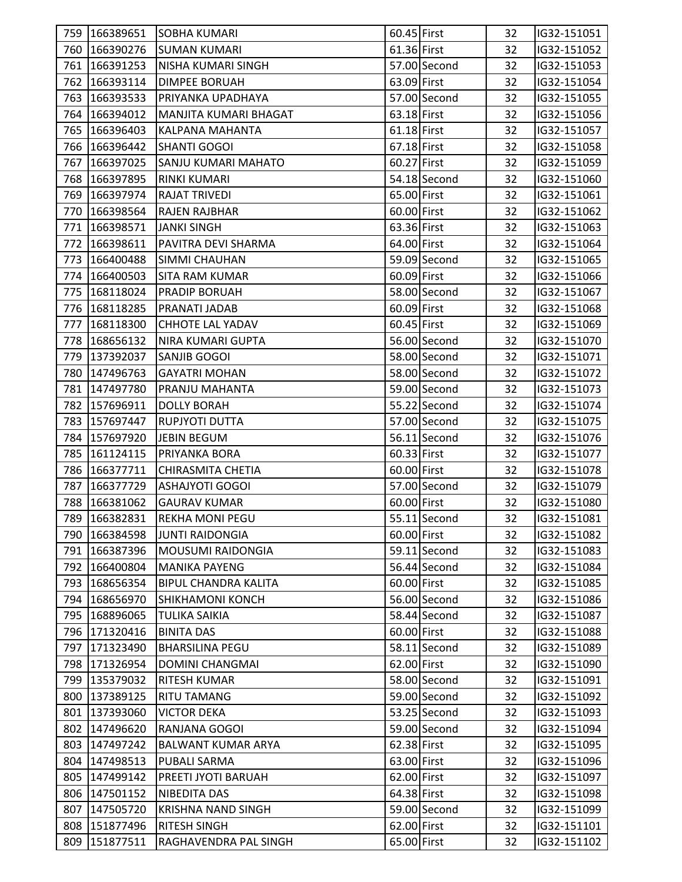| 759 | 166389651 | SOBHA KUMARI | 60.45 | First | 32 | IG32-151051 |
|---|---|---|---|---|---|---|
| 760 | 166390276 | SUMAN KUMARI | 61.36 | First | 32 | IG32-151052 |
| 761 | 166391253 | NISHA KUMARI SINGH | 57.00 | Second | 32 | IG32-151053 |
| 762 | 166393114 | DIMPEE BORUAH | 63.09 | First | 32 | IG32-151054 |
| 763 | 166393533 | PRIYANKA UPADHAYA | 57.00 | Second | 32 | IG32-151055 |
| 764 | 166394012 | MANJITA KUMARI BHAGAT | 63.18 | First | 32 | IG32-151056 |
| 765 | 166396403 | KALPANA MAHANTA | 61.18 | First | 32 | IG32-151057 |
| 766 | 166396442 | SHANTI GOGOI | 67.18 | First | 32 | IG32-151058 |
| 767 | 166397025 | SANJU KUMARI MAHATO | 60.27 | First | 32 | IG32-151059 |
| 768 | 166397895 | RINKI KUMARI | 54.18 | Second | 32 | IG32-151060 |
| 769 | 166397974 | RAJAT TRIVEDI | 65.00 | First | 32 | IG32-151061 |
| 770 | 166398564 | RAJEN RAJBHAR | 60.00 | First | 32 | IG32-151062 |
| 771 | 166398571 | JANKI SINGH | 63.36 | First | 32 | IG32-151063 |
| 772 | 166398611 | PAVITRA DEVI SHARMA | 64.00 | First | 32 | IG32-151064 |
| 773 | 166400488 | SIMMI CHAUHAN | 59.09 | Second | 32 | IG32-151065 |
| 774 | 166400503 | SITA RAM KUMAR | 60.09 | First | 32 | IG32-151066 |
| 775 | 168118024 | PRADIP BORUAH | 58.00 | Second | 32 | IG32-151067 |
| 776 | 168118285 | PRANATI JADAB | 60.09 | First | 32 | IG32-151068 |
| 777 | 168118300 | CHHOTE LAL YADAV | 60.45 | First | 32 | IG32-151069 |
| 778 | 168656132 | NIRA KUMARI GUPTA | 56.00 | Second | 32 | IG32-151070 |
| 779 | 137392037 | SANJIB GOGOI | 58.00 | Second | 32 | IG32-151071 |
| 780 | 147496763 | GAYATRI MOHAN | 58.00 | Second | 32 | IG32-151072 |
| 781 | 147497780 | PRANJU MAHANTA | 59.00 | Second | 32 | IG32-151073 |
| 782 | 157696911 | DOLLY BORAH | 55.22 | Second | 32 | IG32-151074 |
| 783 | 157697447 | RUPJYOTI DUTTA | 57.00 | Second | 32 | IG32-151075 |
| 784 | 157697920 | JEBIN BEGUM | 56.11 | Second | 32 | IG32-151076 |
| 785 | 161124115 | PRIYANKA BORA | 60.33 | First | 32 | IG32-151077 |
| 786 | 166377711 | CHIRASMITA CHETIA | 60.00 | First | 32 | IG32-151078 |
| 787 | 166377729 | ASHAJYOTI GOGOI | 57.00 | Second | 32 | IG32-151079 |
| 788 | 166381062 | GAURAV KUMAR | 60.00 | First | 32 | IG32-151080 |
| 789 | 166382831 | REKHA MONI PEGU | 55.11 | Second | 32 | IG32-151081 |
| 790 | 166384598 | JUNTI RAIDONGIA | 60.00 | First | 32 | IG32-151082 |
| 791 | 166387396 | MOUSUMI RAIDONGIA | 59.11 | Second | 32 | IG32-151083 |
| 792 | 166400804 | MANIKA PAYENG | 56.44 | Second | 32 | IG32-151084 |
| 793 | 168656354 | BIPUL CHANDRA KALITA | 60.00 | First | 32 | IG32-151085 |
| 794 | 168656970 | SHIKHAMONI KONCH | 56.00 | Second | 32 | IG32-151086 |
| 795 | 168896065 | TULIKA SAIKIA | 58.44 | Second | 32 | IG32-151087 |
| 796 | 171320416 | BINITA DAS | 60.00 | First | 32 | IG32-151088 |
| 797 | 171323490 | BHARSILINA PEGU | 58.11 | Second | 32 | IG32-151089 |
| 798 | 171326954 | DOMINI CHANGMAI | 62.00 | First | 32 | IG32-151090 |
| 799 | 135379032 | RITESH KUMAR | 58.00 | Second | 32 | IG32-151091 |
| 800 | 137389125 | RITU TAMANG | 59.00 | Second | 32 | IG32-151092 |
| 801 | 137393060 | VICTOR DEKA | 53.25 | Second | 32 | IG32-151093 |
| 802 | 147496620 | RANJANA GOGOI | 59.00 | Second | 32 | IG32-151094 |
| 803 | 147497242 | BALWANT KUMAR ARYA | 62.38 | First | 32 | IG32-151095 |
| 804 | 147498513 | PUBALI SARMA | 63.00 | First | 32 | IG32-151096 |
| 805 | 147499142 | PREETI JYOTI BARUAH | 62.00 | First | 32 | IG32-151097 |
| 806 | 147501152 | NIBEDITA DAS | 64.38 | First | 32 | IG32-151098 |
| 807 | 147505720 | KRISHNA NAND SINGH | 59.00 | Second | 32 | IG32-151099 |
| 808 | 151877496 | RITESH SINGH | 62.00 | First | 32 | IG32-151101 |
| 809 | 151877511 | RAGHAVENDRA PAL SINGH | 65.00 | First | 32 | IG32-151102 |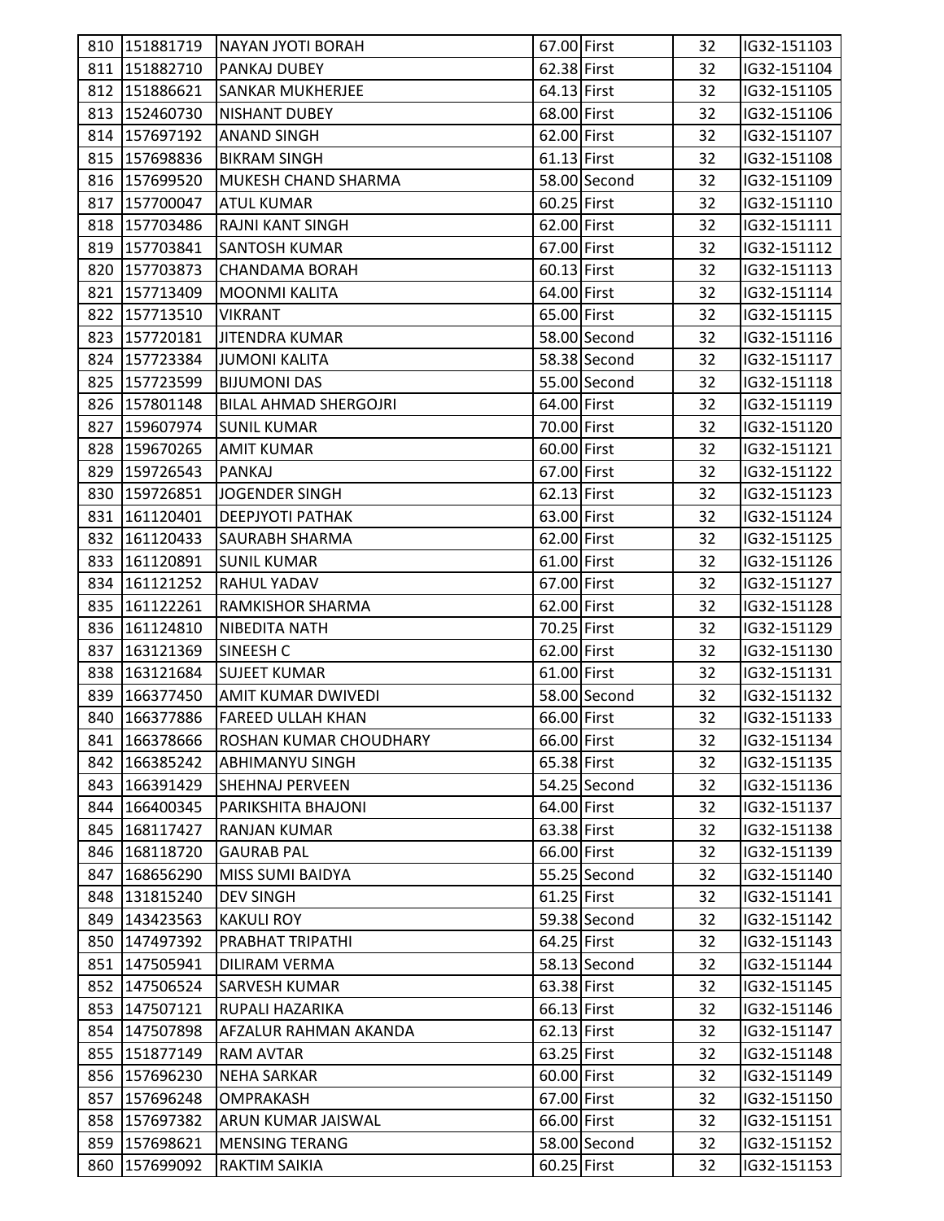| 810 | 151881719 | NAYAN JYOTI BORAH | 67.00 | First | 32 | IG32-151103 |
|---|---|---|---|---|---|---|
| 811 | 151882710 | PANKAJ DUBEY | 62.38 | First | 32 | IG32-151104 |
| 812 | 151886621 | SANKAR MUKHERJEE | 64.13 | First | 32 | IG32-151105 |
| 813 | 152460730 | NISHANT DUBEY | 68.00 | First | 32 | IG32-151106 |
| 814 | 157697192 | ANAND SINGH | 62.00 | First | 32 | IG32-151107 |
| 815 | 157698836 | BIKRAM SINGH | 61.13 | First | 32 | IG32-151108 |
| 816 | 157699520 | MUKESH CHAND SHARMA | 58.00 | Second | 32 | IG32-151109 |
| 817 | 157700047 | ATUL KUMAR | 60.25 | First | 32 | IG32-151110 |
| 818 | 157703486 | RAJNI KANT SINGH | 62.00 | First | 32 | IG32-151111 |
| 819 | 157703841 | SANTOSH KUMAR | 67.00 | First | 32 | IG32-151112 |
| 820 | 157703873 | CHANDAMA BORAH | 60.13 | First | 32 | IG32-151113 |
| 821 | 157713409 | MOONMI KALITA | 64.00 | First | 32 | IG32-151114 |
| 822 | 157713510 | VIKRANT | 65.00 | First | 32 | IG32-151115 |
| 823 | 157720181 | JITENDRA KUMAR | 58.00 | Second | 32 | IG32-151116 |
| 824 | 157723384 | JUMONI KALITA | 58.38 | Second | 32 | IG32-151117 |
| 825 | 157723599 | BIJUMONI DAS | 55.00 | Second | 32 | IG32-151118 |
| 826 | 157801148 | BILAL AHMAD SHERGOJRI | 64.00 | First | 32 | IG32-151119 |
| 827 | 159607974 | SUNIL KUMAR | 70.00 | First | 32 | IG32-151120 |
| 828 | 159670265 | AMIT KUMAR | 60.00 | First | 32 | IG32-151121 |
| 829 | 159726543 | PANKAJ | 67.00 | First | 32 | IG32-151122 |
| 830 | 159726851 | JOGENDER SINGH | 62.13 | First | 32 | IG32-151123 |
| 831 | 161120401 | DEEPJYOTI PATHAK | 63.00 | First | 32 | IG32-151124 |
| 832 | 161120433 | SAURABH SHARMA | 62.00 | First | 32 | IG32-151125 |
| 833 | 161120891 | SUNIL KUMAR | 61.00 | First | 32 | IG32-151126 |
| 834 | 161121252 | RAHUL YADAV | 67.00 | First | 32 | IG32-151127 |
| 835 | 161122261 | RAMKISHOR SHARMA | 62.00 | First | 32 | IG32-151128 |
| 836 | 161124810 | NIBEDITA NATH | 70.25 | First | 32 | IG32-151129 |
| 837 | 163121369 | SINEESH C | 62.00 | First | 32 | IG32-151130 |
| 838 | 163121684 | SUJEET KUMAR | 61.00 | First | 32 | IG32-151131 |
| 839 | 166377450 | AMIT KUMAR DWIVEDI | 58.00 | Second | 32 | IG32-151132 |
| 840 | 166377886 | FAREED ULLAH KHAN | 66.00 | First | 32 | IG32-151133 |
| 841 | 166378666 | ROSHAN KUMAR CHOUDHARY | 66.00 | First | 32 | IG32-151134 |
| 842 | 166385242 | ABHIMANYU SINGH | 65.38 | First | 32 | IG32-151135 |
| 843 | 166391429 | SHEHNAJ PERVEEN | 54.25 | Second | 32 | IG32-151136 |
| 844 | 166400345 | PARIKSHITA BHAJONI | 64.00 | First | 32 | IG32-151137 |
| 845 | 168117427 | RANJAN KUMAR | 63.38 | First | 32 | IG32-151138 |
| 846 | 168118720 | GAURAB PAL | 66.00 | First | 32 | IG32-151139 |
| 847 | 168656290 | MISS SUMI BAIDYA | 55.25 | Second | 32 | IG32-151140 |
| 848 | 131815240 | DEV SINGH | 61.25 | First | 32 | IG32-151141 |
| 849 | 143423563 | KAKULI ROY | 59.38 | Second | 32 | IG32-151142 |
| 850 | 147497392 | PRABHAT TRIPATHI | 64.25 | First | 32 | IG32-151143 |
| 851 | 147505941 | DILIRAM VERMA | 58.13 | Second | 32 | IG32-151144 |
| 852 | 147506524 | SARVESH KUMAR | 63.38 | First | 32 | IG32-151145 |
| 853 | 147507121 | RUPALI HAZARIKA | 66.13 | First | 32 | IG32-151146 |
| 854 | 147507898 | AFZALUR RAHMAN AKANDA | 62.13 | First | 32 | IG32-151147 |
| 855 | 151877149 | RAM AVTAR | 63.25 | First | 32 | IG32-151148 |
| 856 | 157696230 | NEHA SARKAR | 60.00 | First | 32 | IG32-151149 |
| 857 | 157696248 | OMPRAKASH | 67.00 | First | 32 | IG32-151150 |
| 858 | 157697382 | ARUN KUMAR JAISWAL | 66.00 | First | 32 | IG32-151151 |
| 859 | 157698621 | MENSING TERANG | 58.00 | Second | 32 | IG32-151152 |
| 860 | 157699092 | RAKTIM SAIKIA | 60.25 | First | 32 | IG32-151153 |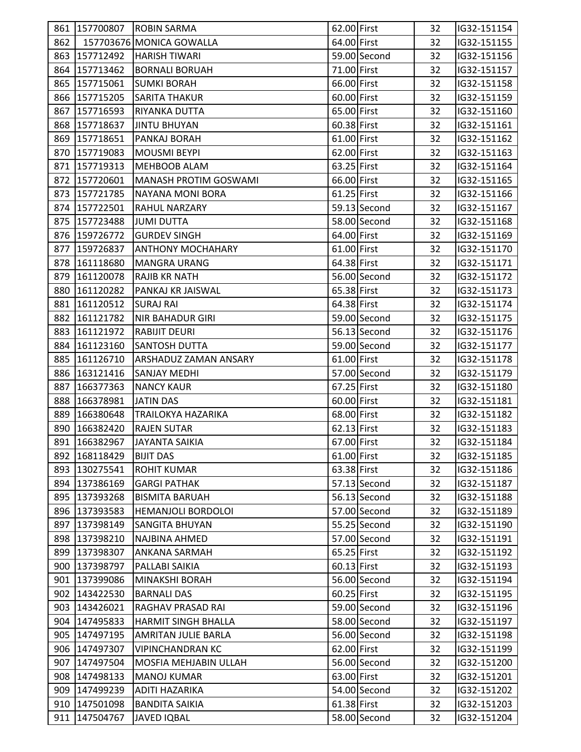| 861 | 157700807 | ROBIN SARMA | 62.00 | First | 32 | IG32-151154 |
|---|---|---|---|---|---|---|
| 862 | 157703676 | MONICA GOWALLA | 64.00 | First | 32 | IG32-151155 |
| 863 | 157712492 | HARISH TIWARI | 59.00 | Second | 32 | IG32-151156 |
| 864 | 157713462 | BORNALI BORUAH | 71.00 | First | 32 | IG32-151157 |
| 865 | 157715061 | SUMKI BORAH | 66.00 | First | 32 | IG32-151158 |
| 866 | 157715205 | SARITA THAKUR | 60.00 | First | 32 | IG32-151159 |
| 867 | 157716593 | RIYANKA DUTTA | 65.00 | First | 32 | IG32-151160 |
| 868 | 157718637 | JINTU BHUYAN | 60.38 | First | 32 | IG32-151161 |
| 869 | 157718651 | PANKAJ BORAH | 61.00 | First | 32 | IG32-151162 |
| 870 | 157719083 | MOUSMI BEYPI | 62.00 | First | 32 | IG32-151163 |
| 871 | 157719313 | MEHBOOB ALAM | 63.25 | First | 32 | IG32-151164 |
| 872 | 157720601 | MANASH PROTIM GOSWAMI | 66.00 | First | 32 | IG32-151165 |
| 873 | 157721785 | NAYANA MONI BORA | 61.25 | First | 32 | IG32-151166 |
| 874 | 157722501 | RAHUL NARZARY | 59.13 | Second | 32 | IG32-151167 |
| 875 | 157723488 | JUMI DUTTA | 58.00 | Second | 32 | IG32-151168 |
| 876 | 159726772 | GURDEV SINGH | 64.00 | First | 32 | IG32-151169 |
| 877 | 159726837 | ANTHONY MOCHAHARY | 61.00 | First | 32 | IG32-151170 |
| 878 | 161118680 | MANGRA URANG | 64.38 | First | 32 | IG32-151171 |
| 879 | 161120078 | RAJIB KR NATH | 56.00 | Second | 32 | IG32-151172 |
| 880 | 161120282 | PANKAJ KR JAISWAL | 65.38 | First | 32 | IG32-151173 |
| 881 | 161120512 | SURAJ RAI | 64.38 | First | 32 | IG32-151174 |
| 882 | 161121782 | NIR BAHADUR GIRI | 59.00 | Second | 32 | IG32-151175 |
| 883 | 161121972 | RABIJIT DEURI | 56.13 | Second | 32 | IG32-151176 |
| 884 | 161123160 | SANTOSH DUTTA | 59.00 | Second | 32 | IG32-151177 |
| 885 | 161126710 | ARSHADUZ ZAMAN ANSARY | 61.00 | First | 32 | IG32-151178 |
| 886 | 163121416 | SANJAY MEDHI | 57.00 | Second | 32 | IG32-151179 |
| 887 | 166377363 | NANCY KAUR | 67.25 | First | 32 | IG32-151180 |
| 888 | 166378981 | JATIN DAS | 60.00 | First | 32 | IG32-151181 |
| 889 | 166380648 | TRAILOKYA HAZARIKA | 68.00 | First | 32 | IG32-151182 |
| 890 | 166382420 | RAJEN SUTAR | 62.13 | First | 32 | IG32-151183 |
| 891 | 166382967 | JAYANTA SAIKIA | 67.00 | First | 32 | IG32-151184 |
| 892 | 168118429 | BIJIT DAS | 61.00 | First | 32 | IG32-151185 |
| 893 | 130275541 | ROHIT KUMAR | 63.38 | First | 32 | IG32-151186 |
| 894 | 137386169 | GARGI PATHAK | 57.13 | Second | 32 | IG32-151187 |
| 895 | 137393268 | BISMITA BARUAH | 56.13 | Second | 32 | IG32-151188 |
| 896 | 137393583 | HEMANJOLI BORDOLOI | 57.00 | Second | 32 | IG32-151189 |
| 897 | 137398149 | SANGITA BHUYAN | 55.25 | Second | 32 | IG32-151190 |
| 898 | 137398210 | NAJBINA AHMED | 57.00 | Second | 32 | IG32-151191 |
| 899 | 137398307 | ANKANA SARMAH | 65.25 | First | 32 | IG32-151192 |
| 900 | 137398797 | PALLABI SAIKIA | 60.13 | First | 32 | IG32-151193 |
| 901 | 137399086 | MINAKSHI BORAH | 56.00 | Second | 32 | IG32-151194 |
| 902 | 143422530 | BARNALI DAS | 60.25 | First | 32 | IG32-151195 |
| 903 | 143426021 | RAGHAV PRASAD RAI | 59.00 | Second | 32 | IG32-151196 |
| 904 | 147495833 | HARMIT SINGH BHALLA | 58.00 | Second | 32 | IG32-151197 |
| 905 | 147497195 | AMRITAN JULIE BARLA | 56.00 | Second | 32 | IG32-151198 |
| 906 | 147497307 | VIPINCHANDRAN KC | 62.00 | First | 32 | IG32-151199 |
| 907 | 147497504 | MOSFIA MEHJABIN ULLAH | 56.00 | Second | 32 | IG32-151200 |
| 908 | 147498133 | MANOJ KUMAR | 63.00 | First | 32 | IG32-151201 |
| 909 | 147499239 | ADITI HAZARIKA | 54.00 | Second | 32 | IG32-151202 |
| 910 | 147501098 | BANDITA SAIKIA | 61.38 | First | 32 | IG32-151203 |
| 911 | 147504767 | JAVED IQBAL | 58.00 | Second | 32 | IG32-151204 |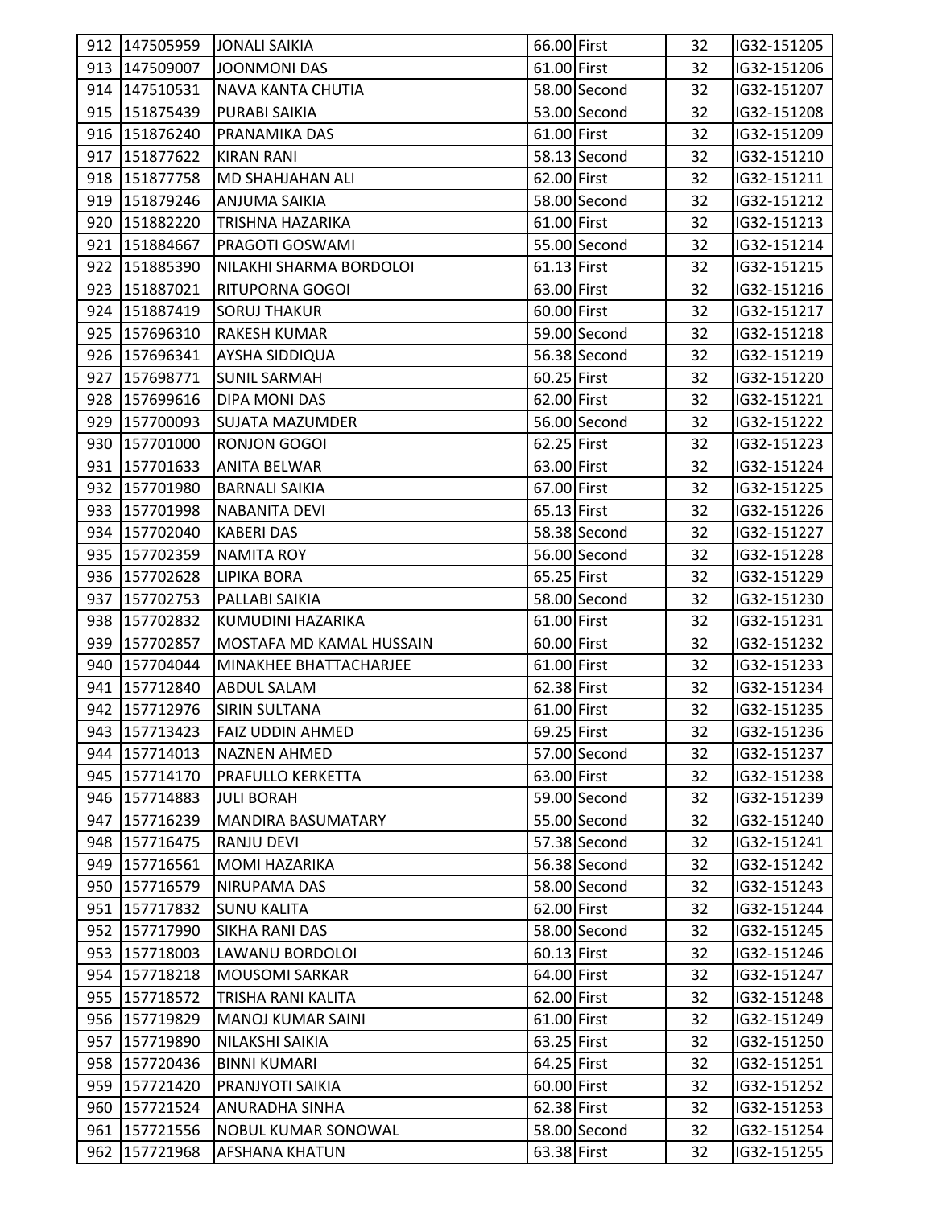| | | | | | | |
|---|---|---|---|---|---|---|
| 912 | 147505959 | JONALI SAIKIA | 66.00 | First | 32 | IG32-151205 |
| 913 | 147509007 | JOONMONI DAS | 61.00 | First | 32 | IG32-151206 |
| 914 | 147510531 | NAVA KANTA CHUTIA | 58.00 | Second | 32 | IG32-151207 |
| 915 | 151875439 | PURABI SAIKIA | 53.00 | Second | 32 | IG32-151208 |
| 916 | 151876240 | PRANAMIKA DAS | 61.00 | First | 32 | IG32-151209 |
| 917 | 151877622 | KIRAN RANI | 58.13 | Second | 32 | IG32-151210 |
| 918 | 151877758 | MD SHAHJAHAN ALI | 62.00 | First | 32 | IG32-151211 |
| 919 | 151879246 | ANJUMA SAIKIA | 58.00 | Second | 32 | IG32-151212 |
| 920 | 151882220 | TRISHNA HAZARIKA | 61.00 | First | 32 | IG32-151213 |
| 921 | 151884667 | PRAGOTI GOSWAMI | 55.00 | Second | 32 | IG32-151214 |
| 922 | 151885390 | NILAKHI SHARMA BORDOLOI | 61.13 | First | 32 | IG32-151215 |
| 923 | 151887021 | RITUPORNA GOGOI | 63.00 | First | 32 | IG32-151216 |
| 924 | 151887419 | SORUJ THAKUR | 60.00 | First | 32 | IG32-151217 |
| 925 | 157696310 | RAKESH KUMAR | 59.00 | Second | 32 | IG32-151218 |
| 926 | 157696341 | AYSHA SIDDIQUA | 56.38 | Second | 32 | IG32-151219 |
| 927 | 157698771 | SUNIL SARMAH | 60.25 | First | 32 | IG32-151220 |
| 928 | 157699616 | DIPA MONI DAS | 62.00 | First | 32 | IG32-151221 |
| 929 | 157700093 | SUJATA MAZUMDER | 56.00 | Second | 32 | IG32-151222 |
| 930 | 157701000 | RONJON GOGOI | 62.25 | First | 32 | IG32-151223 |
| 931 | 157701633 | ANITA BELWAR | 63.00 | First | 32 | IG32-151224 |
| 932 | 157701980 | BARNALI SAIKIA | 67.00 | First | 32 | IG32-151225 |
| 933 | 157701998 | NABANITA DEVI | 65.13 | First | 32 | IG32-151226 |
| 934 | 157702040 | KABERI DAS | 58.38 | Second | 32 | IG32-151227 |
| 935 | 157702359 | NAMITA ROY | 56.00 | Second | 32 | IG32-151228 |
| 936 | 157702628 | LIPIKA BORA | 65.25 | First | 32 | IG32-151229 |
| 937 | 157702753 | PALLABI SAIKIA | 58.00 | Second | 32 | IG32-151230 |
| 938 | 157702832 | KUMUDINI HAZARIKA | 61.00 | First | 32 | IG32-151231 |
| 939 | 157702857 | MOSTAFA MD KAMAL HUSSAIN | 60.00 | First | 32 | IG32-151232 |
| 940 | 157704044 | MINAKHEE BHATTACHARJEE | 61.00 | First | 32 | IG32-151233 |
| 941 | 157712840 | ABDUL SALAM | 62.38 | First | 32 | IG32-151234 |
| 942 | 157712976 | SIRIN SULTANA | 61.00 | First | 32 | IG32-151235 |
| 943 | 157713423 | FAIZ UDDIN AHMED | 69.25 | First | 32 | IG32-151236 |
| 944 | 157714013 | NAZNEN AHMED | 57.00 | Second | 32 | IG32-151237 |
| 945 | 157714170 | PRAFULLO KERKETTA | 63.00 | First | 32 | IG32-151238 |
| 946 | 157714883 | JULI BORAH | 59.00 | Second | 32 | IG32-151239 |
| 947 | 157716239 | MANDIRA BASUMATARY | 55.00 | Second | 32 | IG32-151240 |
| 948 | 157716475 | RANJU DEVI | 57.38 | Second | 32 | IG32-151241 |
| 949 | 157716561 | MOMI HAZARIKA | 56.38 | Second | 32 | IG32-151242 |
| 950 | 157716579 | NIRUPAMA DAS | 58.00 | Second | 32 | IG32-151243 |
| 951 | 157717832 | SUNU KALITA | 62.00 | First | 32 | IG32-151244 |
| 952 | 157717990 | SIKHA RANI DAS | 58.00 | Second | 32 | IG32-151245 |
| 953 | 157718003 | LAWANU BORDOLOI | 60.13 | First | 32 | IG32-151246 |
| 954 | 157718218 | MOUSOMI SARKAR | 64.00 | First | 32 | IG32-151247 |
| 955 | 157718572 | TRISHA RANI KALITA | 62.00 | First | 32 | IG32-151248 |
| 956 | 157719829 | MANOJ KUMAR SAINI | 61.00 | First | 32 | IG32-151249 |
| 957 | 157719890 | NILAKSHI SAIKIA | 63.25 | First | 32 | IG32-151250 |
| 958 | 157720436 | BINNI KUMARI | 64.25 | First | 32 | IG32-151251 |
| 959 | 157721420 | PRANJYOTI SAIKIA | 60.00 | First | 32 | IG32-151252 |
| 960 | 157721524 | ANURADHA SINHA | 62.38 | First | 32 | IG32-151253 |
| 961 | 157721556 | NOBUL KUMAR SONOWAL | 58.00 | Second | 32 | IG32-151254 |
| 962 | 157721968 | AFSHANA KHATUN | 63.38 | First | 32 | IG32-151255 |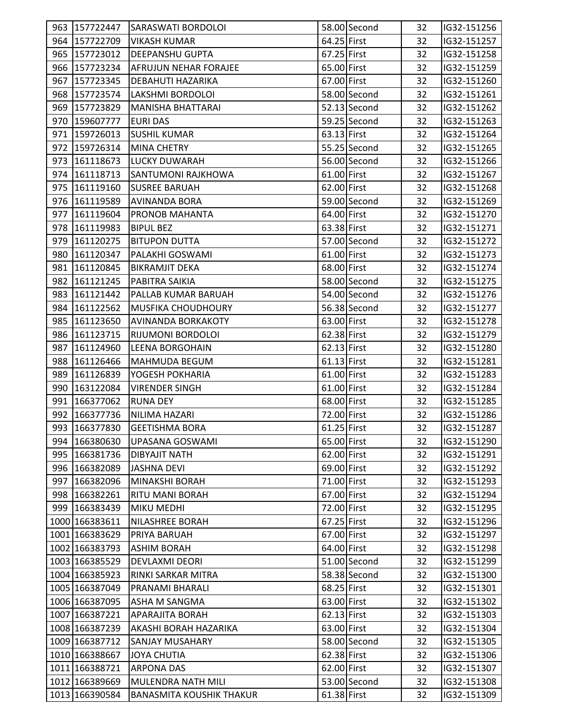| 963 | 157722447 | SARASWATI BORDOLOI | 58.00 | Second | 32 | IG32-151256 |
|---|---|---|---|---|---|---|
| 964 | 157722709 | VIKASH KUMAR | 64.25 | First | 32 | IG32-151257 |
| 965 | 157723012 | DEEPANSHU GUPTA | 67.25 | First | 32 | IG32-151258 |
| 966 | 157723234 | AFRUJUN NEHAR FORAJEE | 65.00 | First | 32 | IG32-151259 |
| 967 | 157723345 | DEBAHUTI HAZARIKA | 67.00 | First | 32 | IG32-151260 |
| 968 | 157723574 | LAKSHMI BORDOLOI | 58.00 | Second | 32 | IG32-151261 |
| 969 | 157723829 | MANISHA BHATTARAI | 52.13 | Second | 32 | IG32-151262 |
| 970 | 159607777 | EURI DAS | 59.25 | Second | 32 | IG32-151263 |
| 971 | 159726013 | SUSHIL KUMAR | 63.13 | First | 32 | IG32-151264 |
| 972 | 159726314 | MINA CHETRY | 55.25 | Second | 32 | IG32-151265 |
| 973 | 161118673 | LUCKY DUWARAH | 56.00 | Second | 32 | IG32-151266 |
| 974 | 161118713 | SANTUMONI RAJKHOWA | 61.00 | First | 32 | IG32-151267 |
| 975 | 161119160 | SUSREE BARUAH | 62.00 | First | 32 | IG32-151268 |
| 976 | 161119589 | AVINANDA BORA | 59.00 | Second | 32 | IG32-151269 |
| 977 | 161119604 | PRONOB MAHANTA | 64.00 | First | 32 | IG32-151270 |
| 978 | 161119983 | BIPUL BEZ | 63.38 | First | 32 | IG32-151271 |
| 979 | 161120275 | BITUPON DUTTA | 57.00 | Second | 32 | IG32-151272 |
| 980 | 161120347 | PALAKHI GOSWAMI | 61.00 | First | 32 | IG32-151273 |
| 981 | 161120845 | BIKRAMJIT DEKA | 68.00 | First | 32 | IG32-151274 |
| 982 | 161121245 | PABITRA SAIKIA | 58.00 | Second | 32 | IG32-151275 |
| 983 | 161121442 | PALLAB KUMAR BARUAH | 54.00 | Second | 32 | IG32-151276 |
| 984 | 161122562 | MUSFIKA CHOUDHOURY | 56.38 | Second | 32 | IG32-151277 |
| 985 | 161123650 | AVINANDA BORKAKOTY | 63.00 | First | 32 | IG32-151278 |
| 986 | 161123715 | RIJUMONI BORDOLOI | 62.38 | First | 32 | IG32-151279 |
| 987 | 161124960 | LEENA BORGOHAIN | 62.13 | First | 32 | IG32-151280 |
| 988 | 161126466 | MAHMUDA BEGUM | 61.13 | First | 32 | IG32-151281 |
| 989 | 161126839 | YOGESH POKHARIA | 61.00 | First | 32 | IG32-151283 |
| 990 | 163122084 | VIRENDER SINGH | 61.00 | First | 32 | IG32-151284 |
| 991 | 166377062 | RUNA DEY | 68.00 | First | 32 | IG32-151285 |
| 992 | 166377736 | NILIMA HAZARI | 72.00 | First | 32 | IG32-151286 |
| 993 | 166377830 | GEETISHMA BORA | 61.25 | First | 32 | IG32-151287 |
| 994 | 166380630 | UPASANA GOSWAMI | 65.00 | First | 32 | IG32-151290 |
| 995 | 166381736 | DIBYAJIT NATH | 62.00 | First | 32 | IG32-151291 |
| 996 | 166382089 | JASHNA DEVI | 69.00 | First | 32 | IG32-151292 |
| 997 | 166382096 | MINAKSHI BORAH | 71.00 | First | 32 | IG32-151293 |
| 998 | 166382261 | RITU MANI BORAH | 67.00 | First | 32 | IG32-151294 |
| 999 | 166383439 | MIKU MEDHI | 72.00 | First | 32 | IG32-151295 |
| 1000 | 166383611 | NILASHREE BORAH | 67.25 | First | 32 | IG32-151296 |
| 1001 | 166383629 | PRIYA BARUAH | 67.00 | First | 32 | IG32-151297 |
| 1002 | 166383793 | ASHIM BORAH | 64.00 | First | 32 | IG32-151298 |
| 1003 | 166385529 | DEVLAXMI DEORI | 51.00 | Second | 32 | IG32-151299 |
| 1004 | 166385923 | RINKI SARKAR MITRA | 58.38 | Second | 32 | IG32-151300 |
| 1005 | 166387049 | PRANAMI BHARALI | 68.25 | First | 32 | IG32-151301 |
| 1006 | 166387095 | ASHA M SANGMA | 63.00 | First | 32 | IG32-151302 |
| 1007 | 166387221 | APARAJITA BORAH | 62.13 | First | 32 | IG32-151303 |
| 1008 | 166387239 | AKASHI BORAH HAZARIKA | 63.00 | First | 32 | IG32-151304 |
| 1009 | 166387712 | SANJAY MUSAHARY | 58.00 | Second | 32 | IG32-151305 |
| 1010 | 166388667 | JOYA CHUTIA | 62.38 | First | 32 | IG32-151306 |
| 1011 | 166388721 | ARPONA DAS | 62.00 | First | 32 | IG32-151307 |
| 1012 | 166389669 | MULENDRA NATH MILI | 53.00 | Second | 32 | IG32-151308 |
| 1013 | 166390584 | BANASMITA KOUSHIK THAKUR | 61.38 | First | 32 | IG32-151309 |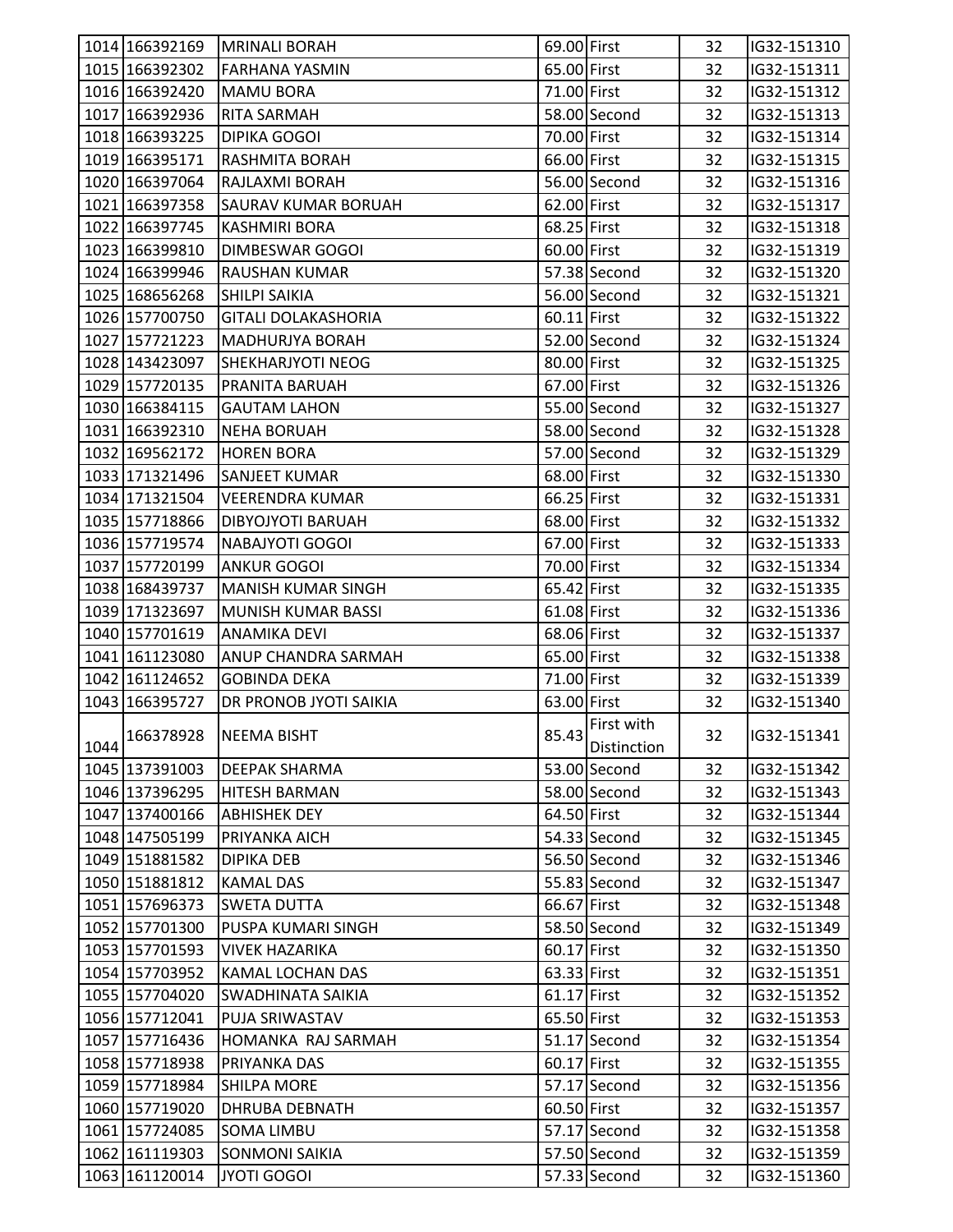| 1014 | 166392169 | MRINALI BORAH | 69.00 | First | 32 | IG32-151310 |
|---|---|---|---|---|---|---|
| 1015 | 166392302 | FARHANA YASMIN | 65.00 | First | 32 | IG32-151311 |
| 1016 | 166392420 | MAMU BORA | 71.00 | First | 32 | IG32-151312 |
| 1017 | 166392936 | RITA SARMAH | 58.00 | Second | 32 | IG32-151313 |
| 1018 | 166393225 | DIPIKA GOGOI | 70.00 | First | 32 | IG32-151314 |
| 1019 | 166395171 | RASHMITA BORAH | 66.00 | First | 32 | IG32-151315 |
| 1020 | 166397064 | RAJLAXMI BORAH | 56.00 | Second | 32 | IG32-151316 |
| 1021 | 166397358 | SAURAV KUMAR BORUAH | 62.00 | First | 32 | IG32-151317 |
| 1022 | 166397745 | KASHMIRI BORA | 68.25 | First | 32 | IG32-151318 |
| 1023 | 166399810 | DIMBESWAR GOGOI | 60.00 | First | 32 | IG32-151319 |
| 1024 | 166399946 | RAUSHAN KUMAR | 57.38 | Second | 32 | IG32-151320 |
| 1025 | 168656268 | SHILPI SAIKIA | 56.00 | Second | 32 | IG32-151321 |
| 1026 | 157700750 | GITALI DOLAKASHORIA | 60.11 | First | 32 | IG32-151322 |
| 1027 | 157721223 | MADHURJYA BORAH | 52.00 | Second | 32 | IG32-151324 |
| 1028 | 143423097 | SHEKHARJYOTI NEOG | 80.00 | First | 32 | IG32-151325 |
| 1029 | 157720135 | PRANITA BARUAH | 67.00 | First | 32 | IG32-151326 |
| 1030 | 166384115 | GAUTAM LAHON | 55.00 | Second | 32 | IG32-151327 |
| 1031 | 166392310 | NEHA BORUAH | 58.00 | Second | 32 | IG32-151328 |
| 1032 | 169562172 | HOREN BORA | 57.00 | Second | 32 | IG32-151329 |
| 1033 | 171321496 | SANJEET KUMAR | 68.00 | First | 32 | IG32-151330 |
| 1034 | 171321504 | VEERENDRA KUMAR | 66.25 | First | 32 | IG32-151331 |
| 1035 | 157718866 | DIBYOJYOTI BARUAH | 68.00 | First | 32 | IG32-151332 |
| 1036 | 157719574 | NABAJYOTI GOGOI | 67.00 | First | 32 | IG32-151333 |
| 1037 | 157720199 | ANKUR GOGOI | 70.00 | First | 32 | IG32-151334 |
| 1038 | 168439737 | MANISH KUMAR SINGH | 65.42 | First | 32 | IG32-151335 |
| 1039 | 171323697 | MUNISH KUMAR BASSI | 61.08 | First | 32 | IG32-151336 |
| 1040 | 157701619 | ANAMIKA DEVI | 68.06 | First | 32 | IG32-151337 |
| 1041 | 161123080 | ANUP CHANDRA SARMAH | 65.00 | First | 32 | IG32-151338 |
| 1042 | 161124652 | GOBINDA DEKA | 71.00 | First | 32 | IG32-151339 |
| 1043 | 166395727 | DR PRONOB JYOTI SAIKIA | 63.00 | First | 32 | IG32-151340 |
| 1044 | 166378928 | NEEMA BISHT | 85.43 | First with Distinction | 32 | IG32-151341 |
| 1045 | 137391003 | DEEPAK SHARMA | 53.00 | Second | 32 | IG32-151342 |
| 1046 | 137396295 | HITESH BARMAN | 58.00 | Second | 32 | IG32-151343 |
| 1047 | 137400166 | ABHISHEK DEY | 64.50 | First | 32 | IG32-151344 |
| 1048 | 147505199 | PRIYANKA AICH | 54.33 | Second | 32 | IG32-151345 |
| 1049 | 151881582 | DIPIKA DEB | 56.50 | Second | 32 | IG32-151346 |
| 1050 | 151881812 | KAMAL DAS | 55.83 | Second | 32 | IG32-151347 |
| 1051 | 157696373 | SWETA DUTTA | 66.67 | First | 32 | IG32-151348 |
| 1052 | 157701300 | PUSPA KUMARI SINGH | 58.50 | Second | 32 | IG32-151349 |
| 1053 | 157701593 | VIVEK HAZARIKA | 60.17 | First | 32 | IG32-151350 |
| 1054 | 157703952 | KAMAL LOCHAN DAS | 63.33 | First | 32 | IG32-151351 |
| 1055 | 157704020 | SWADHINATA SAIKIA | 61.17 | First | 32 | IG32-151352 |
| 1056 | 157712041 | PUJA SRIWASTAV | 65.50 | First | 32 | IG32-151353 |
| 1057 | 157716436 | HOMANKA RAJ SARMAH | 51.17 | Second | 32 | IG32-151354 |
| 1058 | 157718938 | PRIYANKA DAS | 60.17 | First | 32 | IG32-151355 |
| 1059 | 157718984 | SHILPA MORE | 57.17 | Second | 32 | IG32-151356 |
| 1060 | 157719020 | DHRUBA DEBNATH | 60.50 | First | 32 | IG32-151357 |
| 1061 | 157724085 | SOMA LIMBU | 57.17 | Second | 32 | IG32-151358 |
| 1062 | 161119303 | SONMONI SAIKIA | 57.50 | Second | 32 | IG32-151359 |
| 1063 | 161120014 | JYOTI GOGOI | 57.33 | Second | 32 | IG32-151360 |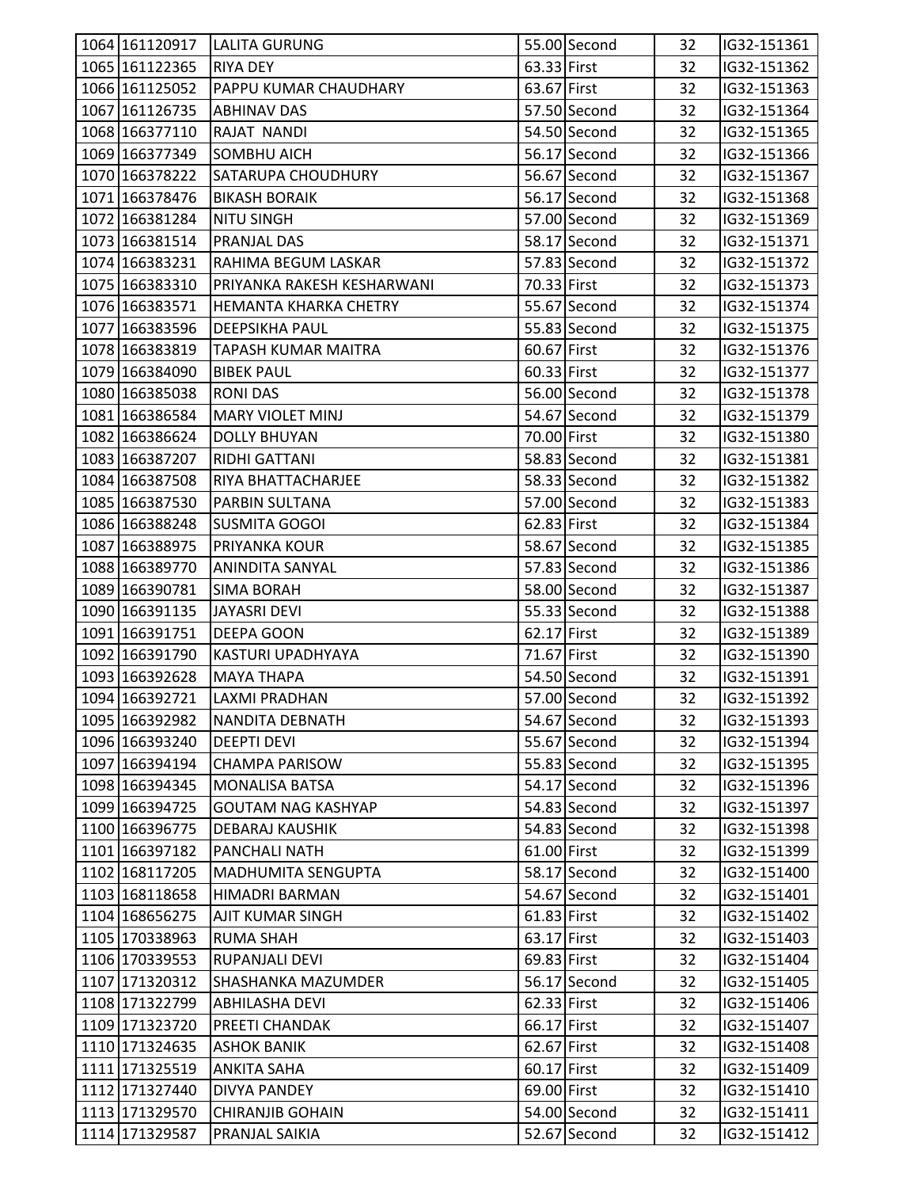| | | | | | | |
|---|---|---|---|---|---|---|
| 1064 | 161120917 | LALITA GURUNG | 55.00 | Second | 32 | IG32-151361 |
| 1065 | 161122365 | RIYA DEY | 63.33 | First | 32 | IG32-151362 |
| 1066 | 161125052 | PAPPU KUMAR CHAUDHARY | 63.67 | First | 32 | IG32-151363 |
| 1067 | 161126735 | ABHINAV DAS | 57.50 | Second | 32 | IG32-151364 |
| 1068 | 166377110 | RAJAT NANDI | 54.50 | Second | 32 | IG32-151365 |
| 1069 | 166377349 | SOMBHU AICH | 56.17 | Second | 32 | IG32-151366 |
| 1070 | 166378222 | SATARUPA CHOUDHURY | 56.67 | Second | 32 | IG32-151367 |
| 1071 | 166378476 | BIKASH BORAIK | 56.17 | Second | 32 | IG32-151368 |
| 1072 | 166381284 | NITU SINGH | 57.00 | Second | 32 | IG32-151369 |
| 1073 | 166381514 | PRANJAL DAS | 58.17 | Second | 32 | IG32-151371 |
| 1074 | 166383231 | RAHIMA BEGUM LASKAR | 57.83 | Second | 32 | IG32-151372 |
| 1075 | 166383310 | PRIYANKA RAKESH KESHARWANI | 70.33 | First | 32 | IG32-151373 |
| 1076 | 166383571 | HEMANTA KHARKA CHETRY | 55.67 | Second | 32 | IG32-151374 |
| 1077 | 166383596 | DEEPSIKHA PAUL | 55.83 | Second | 32 | IG32-151375 |
| 1078 | 166383819 | TAPASH KUMAR MAITRA | 60.67 | First | 32 | IG32-151376 |
| 1079 | 166384090 | BIBEK PAUL | 60.33 | First | 32 | IG32-151377 |
| 1080 | 166385038 | RONI DAS | 56.00 | Second | 32 | IG32-151378 |
| 1081 | 166386584 | MARY VIOLET MINJ | 54.67 | Second | 32 | IG32-151379 |
| 1082 | 166386624 | DOLLY BHUYAN | 70.00 | First | 32 | IG32-151380 |
| 1083 | 166387207 | RIDHI GATTANI | 58.83 | Second | 32 | IG32-151381 |
| 1084 | 166387508 | RIYA BHATTACHARJEE | 58.33 | Second | 32 | IG32-151382 |
| 1085 | 166387530 | PARBIN SULTANA | 57.00 | Second | 32 | IG32-151383 |
| 1086 | 166388248 | SUSMITA GOGOI | 62.83 | First | 32 | IG32-151384 |
| 1087 | 166388975 | PRIYANKA KOUR | 58.67 | Second | 32 | IG32-151385 |
| 1088 | 166389770 | ANINDITA SANYAL | 57.83 | Second | 32 | IG32-151386 |
| 1089 | 166390781 | SIMA BORAH | 58.00 | Second | 32 | IG32-151387 |
| 1090 | 166391135 | JAYASRI DEVI | 55.33 | Second | 32 | IG32-151388 |
| 1091 | 166391751 | DEEPA GOON | 62.17 | First | 32 | IG32-151389 |
| 1092 | 166391790 | KASTURI UPADHYAYA | 71.67 | First | 32 | IG32-151390 |
| 1093 | 166392628 | MAYA THAPA | 54.50 | Second | 32 | IG32-151391 |
| 1094 | 166392721 | LAXMI PRADHAN | 57.00 | Second | 32 | IG32-151392 |
| 1095 | 166392982 | NANDITA DEBNATH | 54.67 | Second | 32 | IG32-151393 |
| 1096 | 166393240 | DEEPTI DEVI | 55.67 | Second | 32 | IG32-151394 |
| 1097 | 166394194 | CHAMPA PARISOW | 55.83 | Second | 32 | IG32-151395 |
| 1098 | 166394345 | MONALISA BATSA | 54.17 | Second | 32 | IG32-151396 |
| 1099 | 166394725 | GOUTAM NAG KASHYAP | 54.83 | Second | 32 | IG32-151397 |
| 1100 | 166396775 | DEBARAJ KAUSHIK | 54.83 | Second | 32 | IG32-151398 |
| 1101 | 166397182 | PANCHALI NATH | 61.00 | First | 32 | IG32-151399 |
| 1102 | 168117205 | MADHUMITA SENGUPTA | 58.17 | Second | 32 | IG32-151400 |
| 1103 | 168118658 | HIMADRI BARMAN | 54.67 | Second | 32 | IG32-151401 |
| 1104 | 168656275 | AJIT KUMAR SINGH | 61.83 | First | 32 | IG32-151402 |
| 1105 | 170338963 | RUMA SHAH | 63.17 | First | 32 | IG32-151403 |
| 1106 | 170339553 | RUPANJALI DEVI | 69.83 | First | 32 | IG32-151404 |
| 1107 | 171320312 | SHASHANKA MAZUMDER | 56.17 | Second | 32 | IG32-151405 |
| 1108 | 171322799 | ABHILASHA DEVI | 62.33 | First | 32 | IG32-151406 |
| 1109 | 171323720 | PREETI CHANDAK | 66.17 | First | 32 | IG32-151407 |
| 1110 | 171324635 | ASHOK BANIK | 62.67 | First | 32 | IG32-151408 |
| 1111 | 171325519 | ANKITA SAHA | 60.17 | First | 32 | IG32-151409 |
| 1112 | 171327440 | DIVYA PANDEY | 69.00 | First | 32 | IG32-151410 |
| 1113 | 171329570 | CHIRANJIB GOHAIN | 54.00 | Second | 32 | IG32-151411 |
| 1114 | 171329587 | PRANJAL SAIKIA | 52.67 | Second | 32 | IG32-151412 |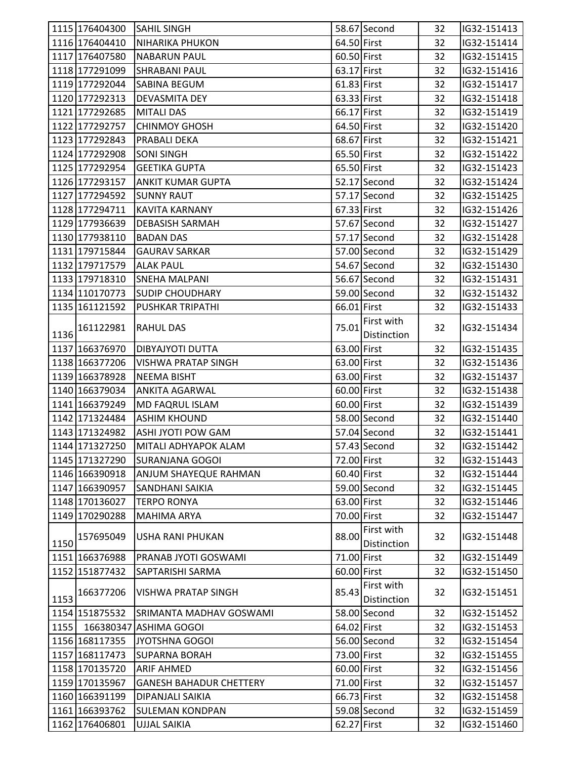| 1115 | 176404300 | SAHIL SINGH | 58.67 | Second | 32 | IG32-151413 |
|---|---|---|---|---|---|---|
| 1116 | 176404410 | NIHARIKA PHUKON | 64.50 | First | 32 | IG32-151414 |
| 1117 | 176407580 | NABARUN PAUL | 60.50 | First | 32 | IG32-151415 |
| 1118 | 177291099 | SHRABANI PAUL | 63.17 | First | 32 | IG32-151416 |
| 1119 | 177292044 | SABINA BEGUM | 61.83 | First | 32 | IG32-151417 |
| 1120 | 177292313 | DEVASMITA DEY | 63.33 | First | 32 | IG32-151418 |
| 1121 | 177292685 | MITALI DAS | 66.17 | First | 32 | IG32-151419 |
| 1122 | 177292757 | CHINMOY GHOSH | 64.50 | First | 32 | IG32-151420 |
| 1123 | 177292843 | PRABALI DEKA | 68.67 | First | 32 | IG32-151421 |
| 1124 | 177292908 | SONI SINGH | 65.50 | First | 32 | IG32-151422 |
| 1125 | 177292954 | GEETIKA GUPTA | 65.50 | First | 32 | IG32-151423 |
| 1126 | 177293157 | ANKIT KUMAR GUPTA | 52.17 | Second | 32 | IG32-151424 |
| 1127 | 177294592 | SUNNY RAUT | 57.17 | Second | 32 | IG32-151425 |
| 1128 | 177294711 | KAVITA KARNANY | 67.33 | First | 32 | IG32-151426 |
| 1129 | 177936639 | DEBASISH SARMAH | 57.67 | Second | 32 | IG32-151427 |
| 1130 | 177938110 | BADAN DAS | 57.17 | Second | 32 | IG32-151428 |
| 1131 | 179715844 | GAURAV SARKAR | 57.00 | Second | 32 | IG32-151429 |
| 1132 | 179717579 | ALAK PAUL | 54.67 | Second | 32 | IG32-151430 |
| 1133 | 179718310 | SNEHA MALPANI | 56.67 | Second | 32 | IG32-151431 |
| 1134 | 110170773 | SUDIP CHOUDHARY | 59.00 | Second | 32 | IG32-151432 |
| 1135 | 161121592 | PUSHKAR TRIPATHI | 66.01 | First | 32 | IG32-151433 |
| 1136 | 161122981 | RAHUL DAS | 75.01 | First with Distinction | 32 | IG32-151434 |
| 1137 | 166376970 | DIBYAJYOTI DUTTA | 63.00 | First | 32 | IG32-151435 |
| 1138 | 166377206 | VISHWA PRATAP SINGH | 63.00 | First | 32 | IG32-151436 |
| 1139 | 166378928 | NEEMA BISHT | 63.00 | First | 32 | IG32-151437 |
| 1140 | 166379034 | ANKITA AGARWAL | 60.00 | First | 32 | IG32-151438 |
| 1141 | 166379249 | MD FAQRUL ISLAM | 60.00 | First | 32 | IG32-151439 |
| 1142 | 171324484 | ASHIM KHOUND | 58.00 | Second | 32 | IG32-151440 |
| 1143 | 171324982 | ASHI JYOTI POW GAM | 57.04 | Second | 32 | IG32-151441 |
| 1144 | 171327250 | MITALI ADHYAPOK ALAM | 57.43 | Second | 32 | IG32-151442 |
| 1145 | 171327290 | SURANJANA GOGOI | 72.00 | First | 32 | IG32-151443 |
| 1146 | 166390918 | ANJUM SHAYEQUE RAHMAN | 60.40 | First | 32 | IG32-151444 |
| 1147 | 166390957 | SANDHANI SAIKIA | 59.00 | Second | 32 | IG32-151445 |
| 1148 | 170136027 | TERPO RONYA | 63.00 | First | 32 | IG32-151446 |
| 1149 | 170290288 | MAHIMA ARYA | 70.00 | First | 32 | IG32-151447 |
| 1150 | 157695049 | USHA RANI PHUKAN | 88.00 | First with Distinction | 32 | IG32-151448 |
| 1151 | 166376988 | PRANAB JYOTI GOSWAMI | 71.00 | First | 32 | IG32-151449 |
| 1152 | 151877432 | SAPTARISHI SARMA | 60.00 | First | 32 | IG32-151450 |
| 1153 | 166377206 | VISHWA PRATAP SINGH | 85.43 | First with Distinction | 32 | IG32-151451 |
| 1154 | 151875532 | SRIMANTA MADHAV GOSWAMI | 58.00 | Second | 32 | IG32-151452 |
| 1155 | 166380347 | ASHIMA GOGOI | 64.02 | First | 32 | IG32-151453 |
| 1156 | 168117355 | JYOTSHNA GOGOI | 56.00 | Second | 32 | IG32-151454 |
| 1157 | 168117473 | SUPARNA BORAH | 73.00 | First | 32 | IG32-151455 |
| 1158 | 170135720 | ARIF AHMED | 60.00 | First | 32 | IG32-151456 |
| 1159 | 170135967 | GANESH BAHADUR CHETTERY | 71.00 | First | 32 | IG32-151457 |
| 1160 | 166391199 | DIPANJALI SAIKIA | 66.73 | First | 32 | IG32-151458 |
| 1161 | 166393762 | SULEMAN KONDPAN | 59.08 | Second | 32 | IG32-151459 |
| 1162 | 176406801 | UJJAL SAIKIA | 62.27 | First | 32 | IG32-151460 |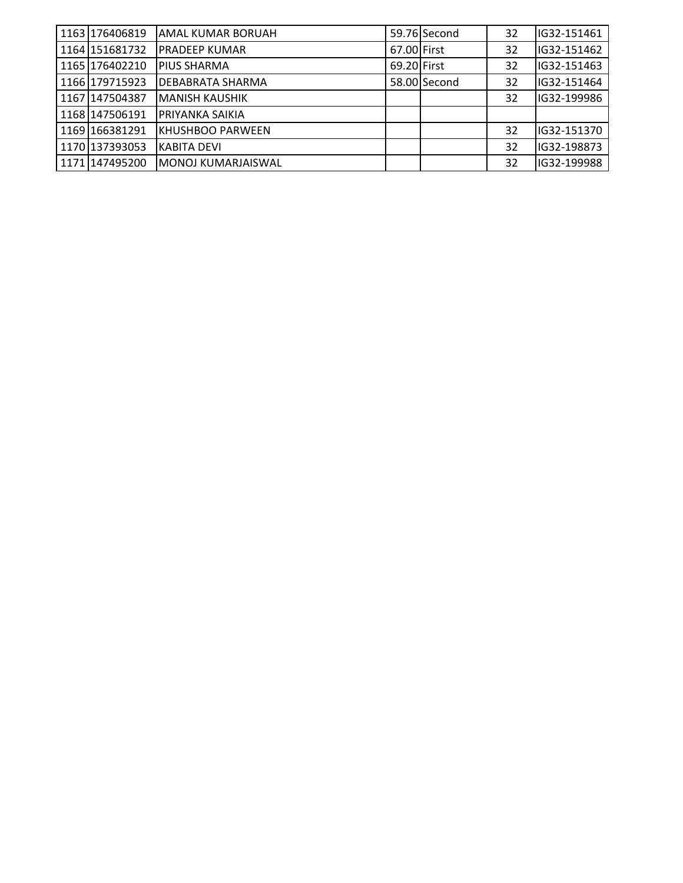| | | | | | | |
|---|---|---|---|---|---|---|
| 1163 | 176406819 | AMAL KUMAR BORUAH | 59.76 | Second | 32 | IG32-151461 |
| 1164 | 151681732 | PRADEEP KUMAR | 67.00 | First | 32 | IG32-151462 |
| 1165 | 176402210 | PIUS SHARMA | 69.20 | First | 32 | IG32-151463 |
| 1166 | 179715923 | DEBABRATA SHARMA | 58.00 | Second | 32 | IG32-151464 |
| 1167 | 147504387 | MANISH KAUSHIK | | | 32 | IG32-199986 |
| 1168 | 147506191 | PRIYANKA SAIKIA | | | | |
| 1169 | 166381291 | KHUSHBOO PARWEEN | | | 32 | IG32-151370 |
| 1170 | 137393053 | KABITA DEVI | | | 32 | IG32-198873 |
| 1171 | 147495200 | MONOJ KUMARJAISWAL | | | 32 | IG32-199988 |